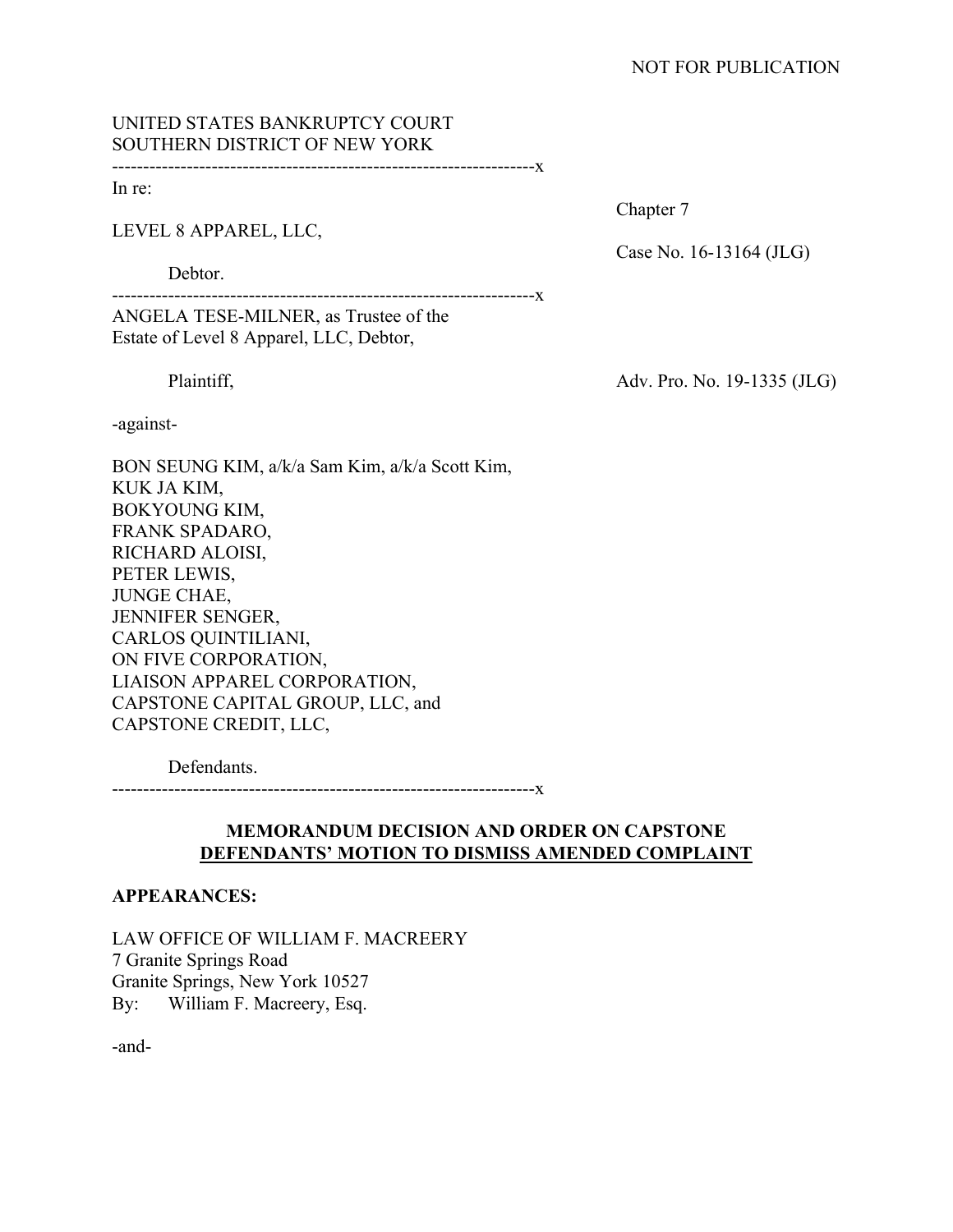NOT FOR PUBLICATION

UNITED STATES BANKRUPTCY COURT
SOUTHERN DISTRICT OF NEW YORK

---

In re:

LEVEL 8 APPAREL, LLC,

Debtor.

Chapter 7

Case No. 16-13164 (JLG)

---

ANGELA TESE-MILNER, as Trustee of the Estate of Level 8 Apparel, LLC, Debtor,

Plaintiff,

Adv. Pro. No. 19-1335 (JLG)

-against-

BON SEUNG KIM, a/k/a Sam Kim, a/k/a Scott Kim,
KUK JA KIM,
BOKYOUNG KIM,
FRANK SPADARO,
RICHARD ALOISI,
PETER LEWIS,
JUNGE CHAE,
JENNIFER SENGER,
CARLOS QUINTILIANI,
ON FIVE CORPORATION,
LIAISON APPAREL CORPORATION,
CAPSTONE CAPITAL GROUP, LLC, and
CAPSTONE CREDIT, LLC,

Defendants.

---

**MEMORANDUM DECISION AND ORDER ON CAPSTONE DEFENDANTS' MOTION TO DISMISS AMENDED COMPLAINT**

**APPEARANCES:**

LAW OFFICE OF WILLIAM F. MACREERY
7 Granite Springs Road
Granite Springs, New York 10527
By: William F. Macreery, Esq.

-and-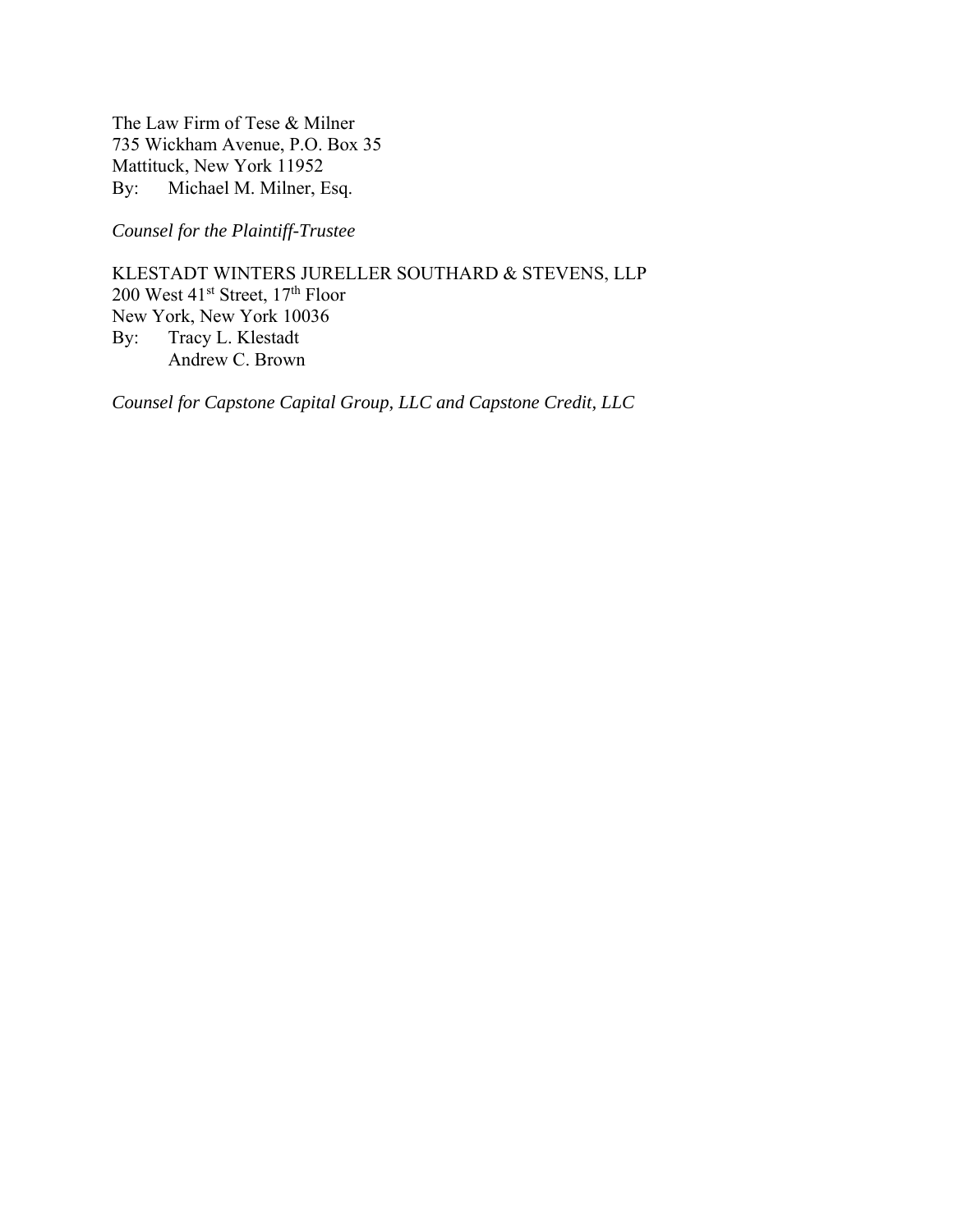The Law Firm of Tese & Milner  
735 Wickham Avenue, P.O. Box 35  
Mattituck, New York 11952  
By: Michael M. Milner, Esq.

*Counsel for the Plaintiff-Trustee*

KLESTADT WINTERS JURELLER SOUTHARD & STEVENS, LLP  
200 West 41st Street, 17th Floor  
New York, New York 10036  
By: Tracy L. Klestadt  
Andrew C. Brown

*Counsel for Capstone Capital Group, LLC and Capstone Credit, LLC*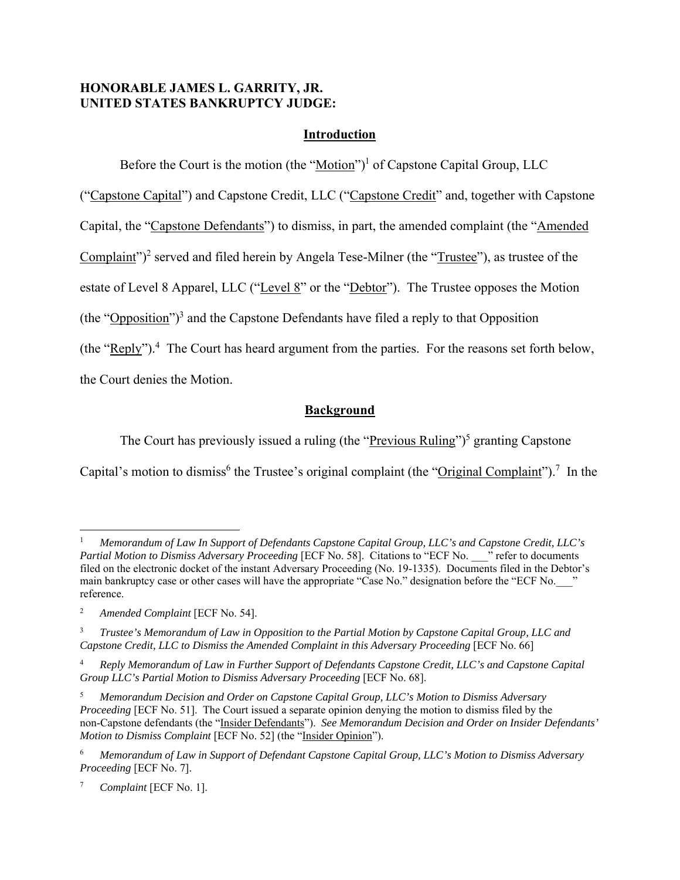**HONORABLE JAMES L. GARRITY, JR.**
**UNITED STATES BANKRUPTCY JUDGE:**

## Introduction

Before the Court is the motion (the "Motion")[1] of Capstone Capital Group, LLC ("Capstone Capital") and Capstone Credit, LLC ("Capstone Credit" and, together with Capstone Capital, the "Capstone Defendants") to dismiss, in part, the amended complaint (the "Amended Complaint")[2] served and filed herein by Angela Tese-Milner (the "Trustee"), as trustee of the estate of Level 8 Apparel, LLC ("Level 8" or the "Debtor"). The Trustee opposes the Motion (the "Opposition")[3] and the Capstone Defendants have filed a reply to that Opposition (the "Reply").[4] The Court has heard argument from the parties. For the reasons set forth below, the Court denies the Motion.

## Background

The Court has previously issued a ruling (the "Previous Ruling")[5] granting Capstone Capital's motion to dismiss[6] the Trustee's original complaint (the "Original Complaint").[7] In the

---

[1] *Memorandum of Law In Support of Defendants Capstone Capital Group, LLC's and Capstone Credit, LLC's Partial Motion to Dismiss Adversary Proceeding* [ECF No. 58]. Citations to "ECF No. ___" refer to documents filed on the electronic docket of the instant Adversary Proceeding (No. 19-1335). Documents filed in the Debtor's main bankruptcy case or other cases will have the appropriate "Case No." designation before the "ECF No.___" reference.

[2] *Amended Complaint* [ECF No. 54].

[3] *Trustee's Memorandum of Law in Opposition to the Partial Motion by Capstone Capital Group, LLC and Capstone Credit, LLC to Dismiss the Amended Complaint in this Adversary Proceeding* [ECF No. 66]

[4] *Reply Memorandum of Law in Further Support of Defendants Capstone Credit, LLC's and Capstone Capital Group LLC's Partial Motion to Dismiss Adversary Proceeding* [ECF No. 68].

[5] *Memorandum Decision and Order on Capstone Capital Group, LLC's Motion to Dismiss Adversary Proceeding* [ECF No. 51]. The Court issued a separate opinion denying the motion to dismiss filed by the non-Capstone defendants (the "Insider Defendants"). *See Memorandum Decision and Order on Insider Defendants' Motion to Dismiss Complaint* [ECF No. 52] (the "Insider Opinion").

[6] *Memorandum of Law in Support of Defendant Capstone Capital Group, LLC's Motion to Dismiss Adversary Proceeding* [ECF No. 7].

[7] *Complaint* [ECF No. 1].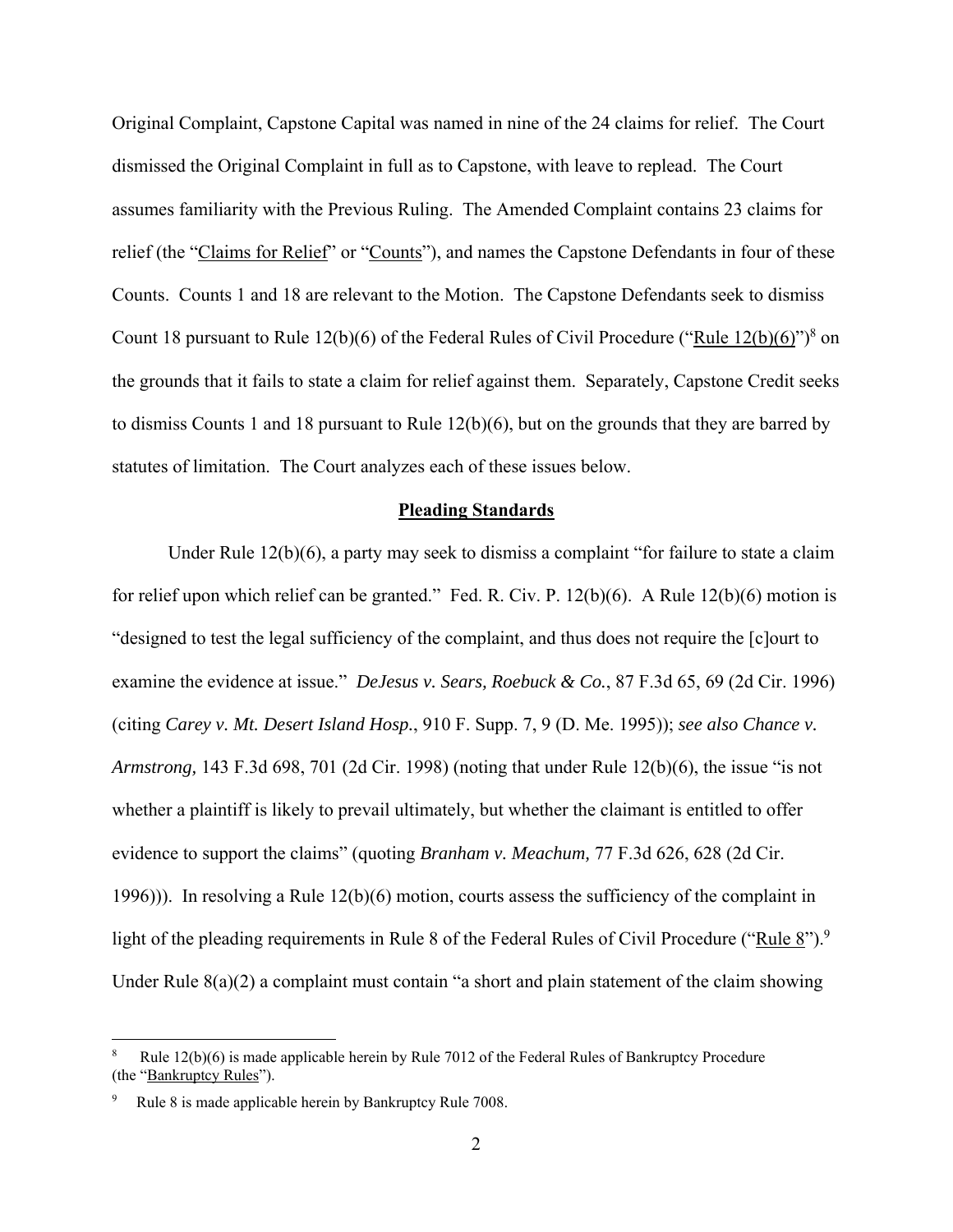Original Complaint, Capstone Capital was named in nine of the 24 claims for relief. The Court dismissed the Original Complaint in full as to Capstone, with leave to replead. The Court assumes familiarity with the Previous Ruling. The Amended Complaint contains 23 claims for relief (the "Claims for Relief" or "Counts"), and names the Capstone Defendants in four of these Counts. Counts 1 and 18 are relevant to the Motion. The Capstone Defendants seek to dismiss Count 18 pursuant to Rule 12(b)(6) of the Federal Rules of Civil Procedure ("Rule 12(b)(6)")[8] on the grounds that it fails to state a claim for relief against them. Separately, Capstone Credit seeks to dismiss Counts 1 and 18 pursuant to Rule 12(b)(6), but on the grounds that they are barred by statutes of limitation. The Court analyzes each of these issues below.

## Pleading Standards

Under Rule 12(b)(6), a party may seek to dismiss a complaint "for failure to state a claim for relief upon which relief can be granted." Fed. R. Civ. P. 12(b)(6). A Rule 12(b)(6) motion is "designed to test the legal sufficiency of the complaint, and thus does not require the [c]ourt to examine the evidence at issue." *DeJesus v. Sears, Roebuck & Co.*, 87 F.3d 65, 69 (2d Cir. 1996) (citing *Carey v. Mt. Desert Island Hosp.*, 910 F. Supp. 7, 9 (D. Me. 1995)); *see also Chance v. Armstrong,* 143 F.3d 698, 701 (2d Cir. 1998) (noting that under Rule 12(b)(6), the issue "is not whether a plaintiff is likely to prevail ultimately, but whether the claimant is entitled to offer evidence to support the claims" (quoting *Branham v. Meachum,* 77 F.3d 626, 628 (2d Cir. 1996))). In resolving a Rule 12(b)(6) motion, courts assess the sufficiency of the complaint in light of the pleading requirements in Rule 8 of the Federal Rules of Civil Procedure ("Rule 8").[9] Under Rule 8(a)(2) a complaint must contain "a short and plain statement of the claim showing

---

[8] Rule 12(b)(6) is made applicable herein by Rule 7012 of the Federal Rules of Bankruptcy Procedure (the "Bankruptcy Rules").

[9] Rule 8 is made applicable herein by Bankruptcy Rule 7008.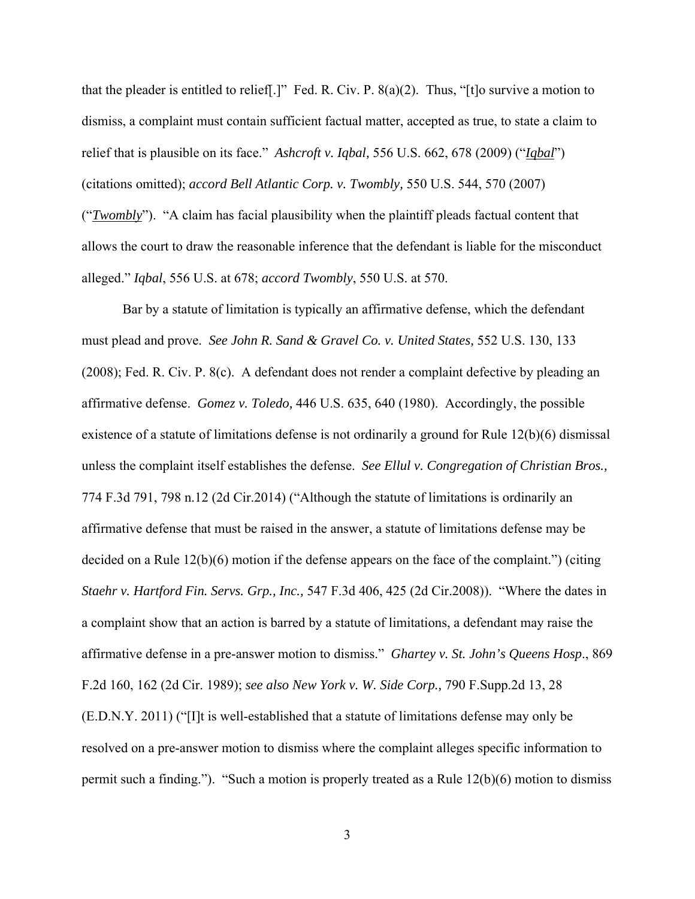that the pleader is entitled to relief[.]" Fed. R. Civ. P. 8(a)(2). Thus, "[t]o survive a motion to dismiss, a complaint must contain sufficient factual matter, accepted as true, to state a claim to relief that is plausible on its face." *Ashcroft v. Iqbal,* 556 U.S. 662, 678 (2009) ("*Iqbal*") (citations omitted); *accord Bell Atlantic Corp. v. Twombly,* 550 U.S. 544, 570 (2007) ("*Twombly*"). "A claim has facial plausibility when the plaintiff pleads factual content that allows the court to draw the reasonable inference that the defendant is liable for the misconduct alleged." *Iqbal*, 556 U.S. at 678; *accord Twombly*, 550 U.S. at 570.

Bar by a statute of limitation is typically an affirmative defense, which the defendant must plead and prove. *See John R. Sand & Gravel Co. v. United States,* 552 U.S. 130, 133 (2008); Fed. R. Civ. P. 8(c). A defendant does not render a complaint defective by pleading an affirmative defense. *Gomez v. Toledo,* 446 U.S. 635, 640 (1980). Accordingly, the possible existence of a statute of limitations defense is not ordinarily a ground for Rule 12(b)(6) dismissal unless the complaint itself establishes the defense. *See Ellul v. Congregation of Christian Bros.,* 774 F.3d 791, 798 n.12 (2d Cir.2014) ("Although the statute of limitations is ordinarily an affirmative defense that must be raised in the answer, a statute of limitations defense may be decided on a Rule 12(b)(6) motion if the defense appears on the face of the complaint.") (citing *Staehr v. Hartford Fin. Servs. Grp., Inc.,* 547 F.3d 406, 425 (2d Cir.2008)). "Where the dates in a complaint show that an action is barred by a statute of limitations, a defendant may raise the affirmative defense in a pre-answer motion to dismiss." *Ghartey v. St. John's Queens Hosp*., 869 F.2d 160, 162 (2d Cir. 1989); *see also New York v. W. Side Corp.,* 790 F.Supp.2d 13, 28 (E.D.N.Y. 2011) ("[I]t is well-established that a statute of limitations defense may only be resolved on a pre-answer motion to dismiss where the complaint alleges specific information to permit such a finding."). "Such a motion is properly treated as a Rule 12(b)(6) motion to dismiss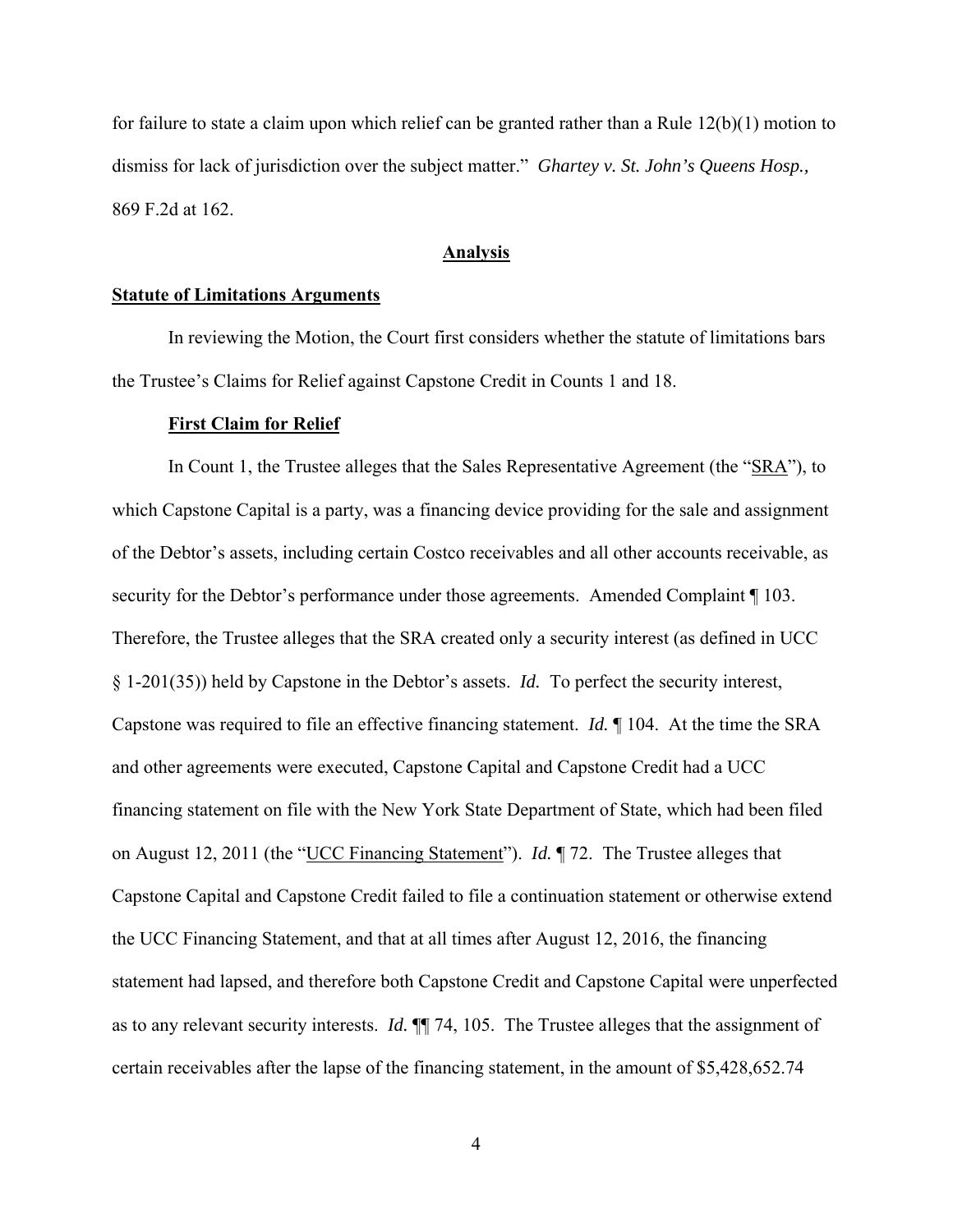for failure to state a claim upon which relief can be granted rather than a Rule 12(b)(1) motion to dismiss for lack of jurisdiction over the subject matter." *Ghartey v. St. John's Queens Hosp.,* 869 F.2d at 162.

## Analysis

### Statute of Limitations Arguments

In reviewing the Motion, the Court first considers whether the statute of limitations bars the Trustee's Claims for Relief against Capstone Credit in Counts 1 and 18.

#### First Claim for Relief

In Count 1, the Trustee alleges that the Sales Representative Agreement (the "SRA"), to which Capstone Capital is a party, was a financing device providing for the sale and assignment of the Debtor's assets, including certain Costco receivables and all other accounts receivable, as security for the Debtor's performance under those agreements. Amended Complaint ¶ 103. Therefore, the Trustee alleges that the SRA created only a security interest (as defined in UCC § 1-201(35)) held by Capstone in the Debtor's assets. *Id.* To perfect the security interest, Capstone was required to file an effective financing statement. *Id.* ¶ 104. At the time the SRA and other agreements were executed, Capstone Capital and Capstone Credit had a UCC financing statement on file with the New York State Department of State, which had been filed on August 12, 2011 (the "UCC Financing Statement"). *Id.* ¶ 72. The Trustee alleges that Capstone Capital and Capstone Credit failed to file a continuation statement or otherwise extend the UCC Financing Statement, and that at all times after August 12, 2016, the financing statement had lapsed, and therefore both Capstone Credit and Capstone Capital were unperfected as to any relevant security interests. *Id.* ¶¶ 74, 105. The Trustee alleges that the assignment of certain receivables after the lapse of the financing statement, in the amount of $5,428,652.74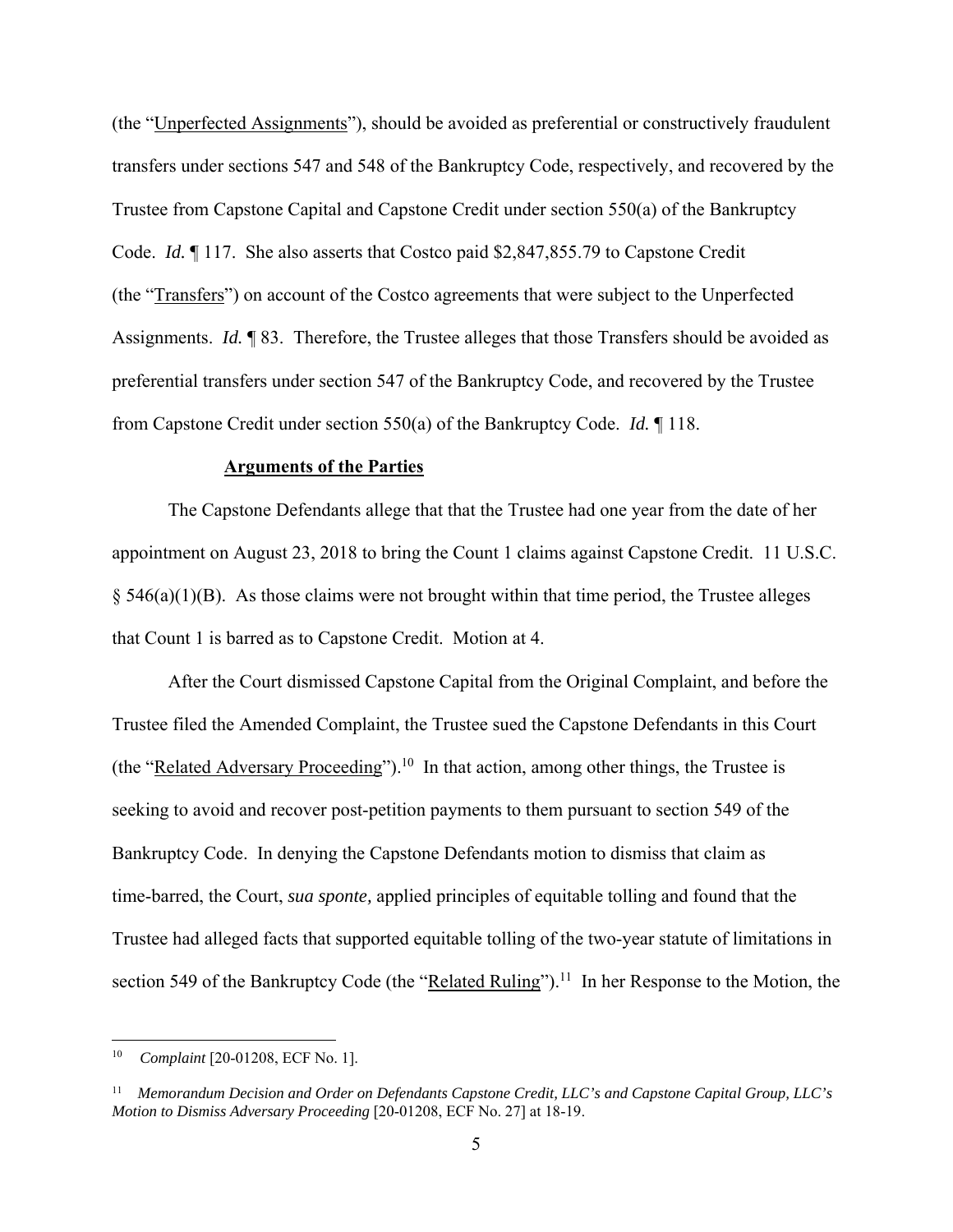(the "Unperfected Assignments"), should be avoided as preferential or constructively fraudulent transfers under sections 547 and 548 of the Bankruptcy Code, respectively, and recovered by the Trustee from Capstone Capital and Capstone Credit under section 550(a) of the Bankruptcy Code. *Id.* ¶ 117. She also asserts that Costco paid $2,847,855.79 to Capstone Credit (the "Transfers") on account of the Costco agreements that were subject to the Unperfected Assignments. *Id.* ¶ 83. Therefore, the Trustee alleges that those Transfers should be avoided as preferential transfers under section 547 of the Bankruptcy Code, and recovered by the Trustee from Capstone Credit under section 550(a) of the Bankruptcy Code. *Id.* ¶ 118.

**Arguments of the Parties**

The Capstone Defendants allege that that the Trustee had one year from the date of her appointment on August 23, 2018 to bring the Count 1 claims against Capstone Credit. 11 U.S.C. § 546(a)(1)(B). As those claims were not brought within that time period, the Trustee alleges that Count 1 is barred as to Capstone Credit. Motion at 4.

After the Court dismissed Capstone Capital from the Original Complaint, and before the Trustee filed the Amended Complaint, the Trustee sued the Capstone Defendants in this Court (the "Related Adversary Proceeding").[10] In that action, among other things, the Trustee is seeking to avoid and recover post-petition payments to them pursuant to section 549 of the Bankruptcy Code. In denying the Capstone Defendants motion to dismiss that claim as time-barred, the Court, *sua sponte,* applied principles of equitable tolling and found that the Trustee had alleged facts that supported equitable tolling of the two-year statute of limitations in section 549 of the Bankruptcy Code (the "Related Ruling").[11] In her Response to the Motion, the

---

[10] *Complaint* [20-01208, ECF No. 1].

[11] *Memorandum Decision and Order on Defendants Capstone Credit, LLC's and Capstone Capital Group, LLC's Motion to Dismiss Adversary Proceeding* [20-01208, ECF No. 27] at 18-19.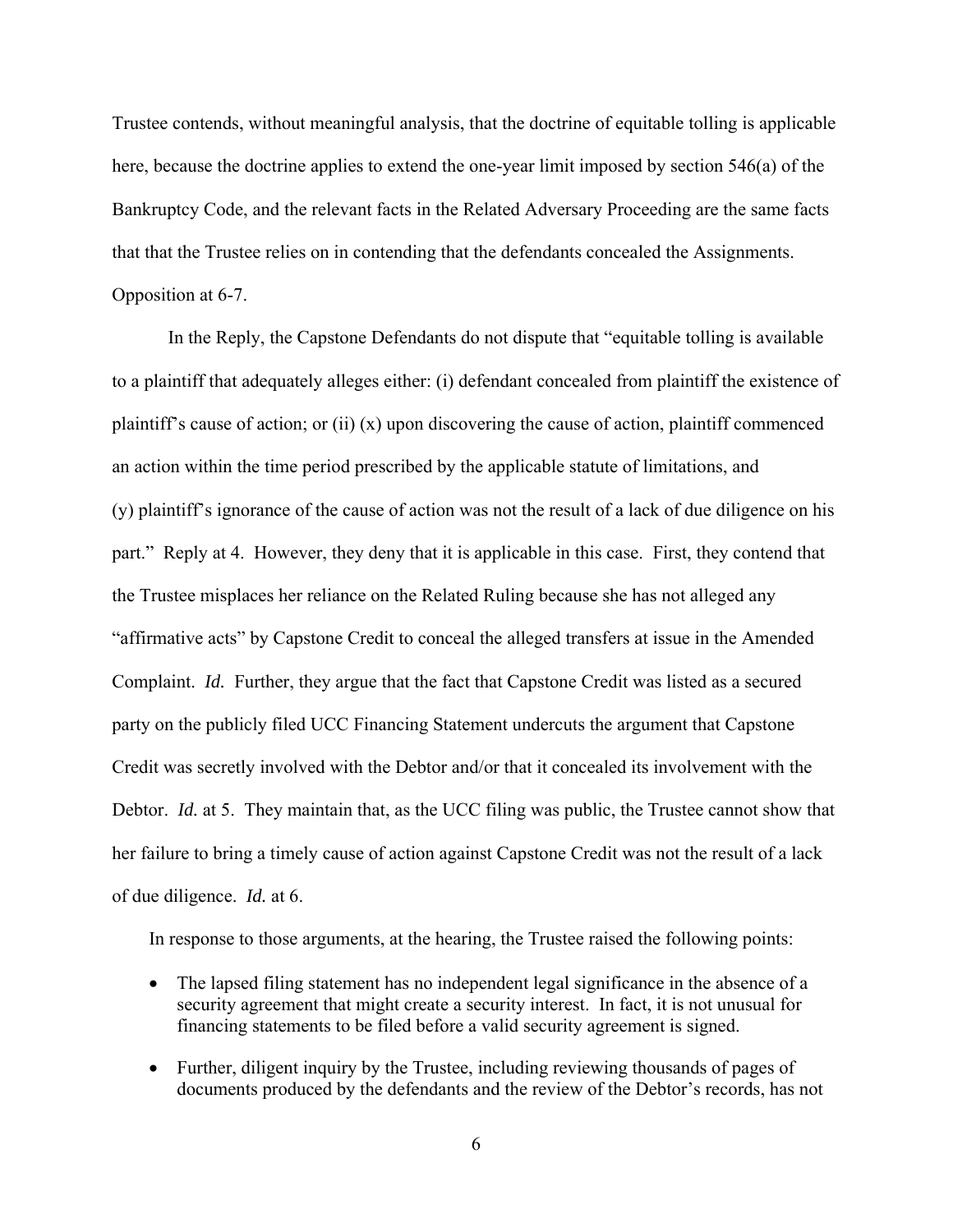Trustee contends, without meaningful analysis, that the doctrine of equitable tolling is applicable here, because the doctrine applies to extend the one-year limit imposed by section 546(a) of the Bankruptcy Code, and the relevant facts in the Related Adversary Proceeding are the same facts that that the Trustee relies on in contending that the defendants concealed the Assignments. Opposition at 6-7.

In the Reply, the Capstone Defendants do not dispute that "equitable tolling is available to a plaintiff that adequately alleges either: (i) defendant concealed from plaintiff the existence of plaintiff's cause of action; or (ii) (x) upon discovering the cause of action, plaintiff commenced an action within the time period prescribed by the applicable statute of limitations, and (y) plaintiff's ignorance of the cause of action was not the result of a lack of due diligence on his part." Reply at 4. However, they deny that it is applicable in this case. First, they contend that the Trustee misplaces her reliance on the Related Ruling because she has not alleged any "affirmative acts" by Capstone Credit to conceal the alleged transfers at issue in the Amended Complaint. *Id.* Further, they argue that the fact that Capstone Credit was listed as a secured party on the publicly filed UCC Financing Statement undercuts the argument that Capstone Credit was secretly involved with the Debtor and/or that it concealed its involvement with the Debtor. *Id.* at 5. They maintain that, as the UCC filing was public, the Trustee cannot show that her failure to bring a timely cause of action against Capstone Credit was not the result of a lack of due diligence. *Id.* at 6.

In response to those arguments, at the hearing, the Trustee raised the following points:

- The lapsed filing statement has no independent legal significance in the absence of a security agreement that might create a security interest. In fact, it is not unusual for financing statements to be filed before a valid security agreement is signed.
- Further, diligent inquiry by the Trustee, including reviewing thousands of pages of documents produced by the defendants and the review of the Debtor's records, has not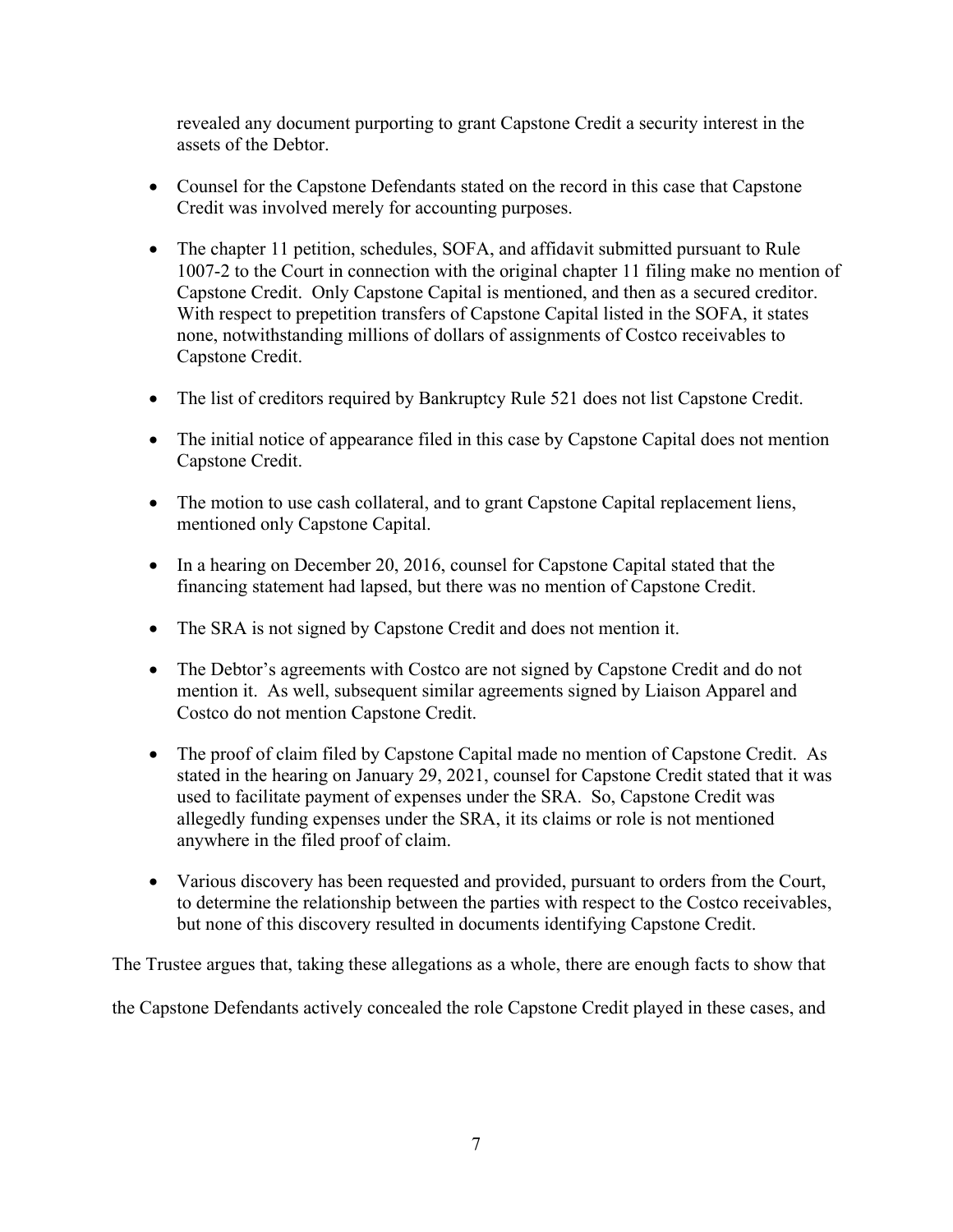revealed any document purporting to grant Capstone Credit a security interest in the assets of the Debtor.

- Counsel for the Capstone Defendants stated on the record in this case that Capstone Credit was involved merely for accounting purposes.
- The chapter 11 petition, schedules, SOFA, and affidavit submitted pursuant to Rule 1007-2 to the Court in connection with the original chapter 11 filing make no mention of Capstone Credit. Only Capstone Capital is mentioned, and then as a secured creditor. With respect to prepetition transfers of Capstone Capital listed in the SOFA, it states none, notwithstanding millions of dollars of assignments of Costco receivables to Capstone Credit.
- The list of creditors required by Bankruptcy Rule 521 does not list Capstone Credit.
- The initial notice of appearance filed in this case by Capstone Capital does not mention Capstone Credit.
- The motion to use cash collateral, and to grant Capstone Capital replacement liens, mentioned only Capstone Capital.
- In a hearing on December 20, 2016, counsel for Capstone Capital stated that the financing statement had lapsed, but there was no mention of Capstone Credit.
- The SRA is not signed by Capstone Credit and does not mention it.
- The Debtor's agreements with Costco are not signed by Capstone Credit and do not mention it. As well, subsequent similar agreements signed by Liaison Apparel and Costco do not mention Capstone Credit.
- The proof of claim filed by Capstone Capital made no mention of Capstone Credit. As stated in the hearing on January 29, 2021, counsel for Capstone Credit stated that it was used to facilitate payment of expenses under the SRA. So, Capstone Credit was allegedly funding expenses under the SRA, it its claims or role is not mentioned anywhere in the filed proof of claim.
- Various discovery has been requested and provided, pursuant to orders from the Court, to determine the relationship between the parties with respect to the Costco receivables, but none of this discovery resulted in documents identifying Capstone Credit.

The Trustee argues that, taking these allegations as a whole, there are enough facts to show that the Capstone Defendants actively concealed the role Capstone Credit played in these cases, and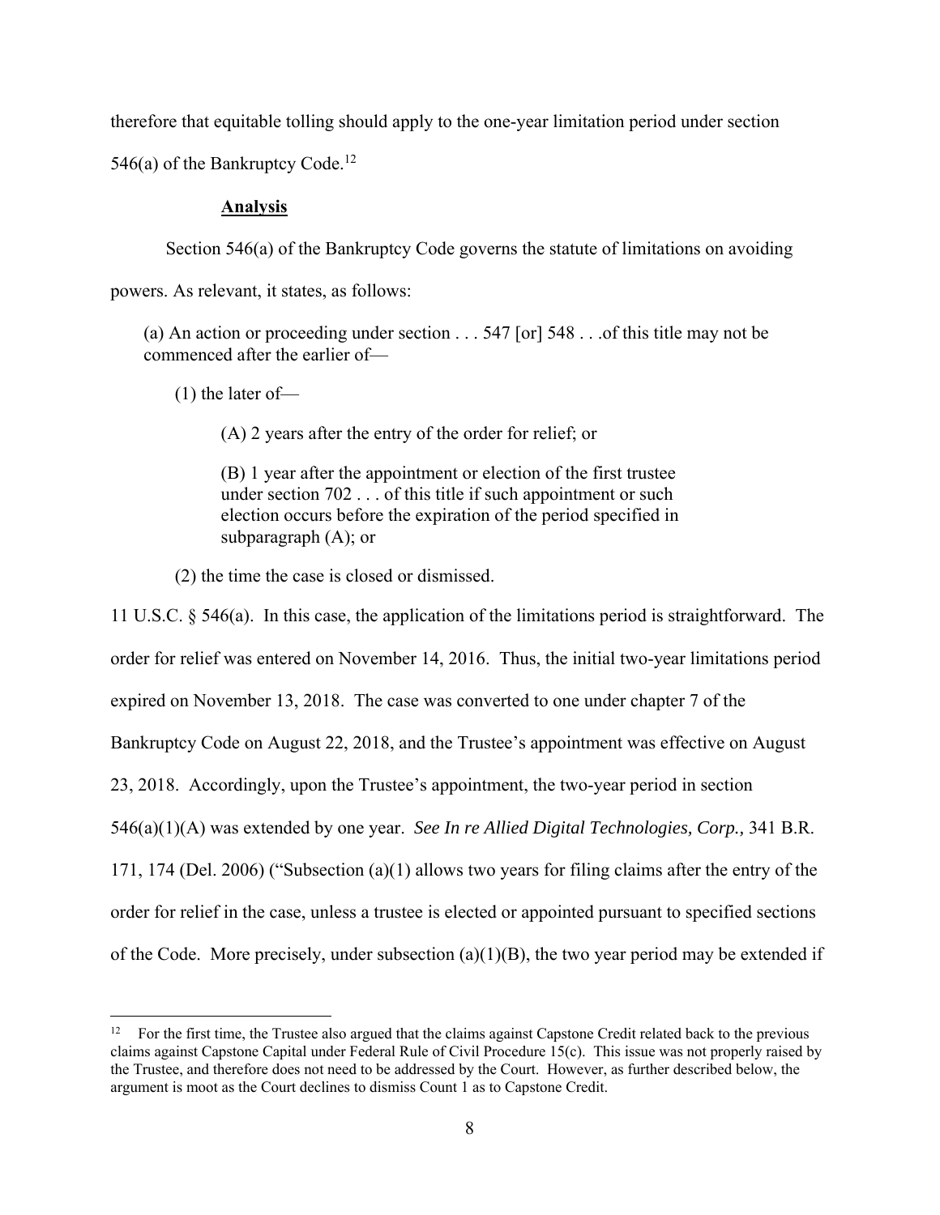therefore that equitable tolling should apply to the one-year limitation period under section 546(a) of the Bankruptcy Code.[12]

**Analysis**

Section 546(a) of the Bankruptcy Code governs the statute of limitations on avoiding powers. As relevant, it states, as follows:

> (a) An action or proceeding under section . . . 547 [or] 548 . . .of this title may not be commenced after the earlier of—
>
> (1) the later of—
>
> (A) 2 years after the entry of the order for relief; or
>
> (B) 1 year after the appointment or election of the first trustee under section 702 . . . of this title if such appointment or such election occurs before the expiration of the period specified in subparagraph (A); or
>
> (2) the time the case is closed or dismissed.

11 U.S.C. § 546(a). In this case, the application of the limitations period is straightforward. The order for relief was entered on November 14, 2016. Thus, the initial two-year limitations period expired on November 13, 2018. The case was converted to one under chapter 7 of the Bankruptcy Code on August 22, 2018, and the Trustee's appointment was effective on August 23, 2018. Accordingly, upon the Trustee's appointment, the two-year period in section 546(a)(1)(A) was extended by one year. *See In re Allied Digital Technologies, Corp.,* 341 B.R. 171, 174 (Del. 2006) ("Subsection (a)(1) allows two years for filing claims after the entry of the order for relief in the case, unless a trustee is elected or appointed pursuant to specified sections of the Code. More precisely, under subsection (a)(1)(B), the two year period may be extended if

[12] For the first time, the Trustee also argued that the claims against Capstone Credit related back to the previous claims against Capstone Capital under Federal Rule of Civil Procedure 15(c). This issue was not properly raised by the Trustee, and therefore does not need to be addressed by the Court. However, as further described below, the argument is moot as the Court declines to dismiss Count 1 as to Capstone Credit.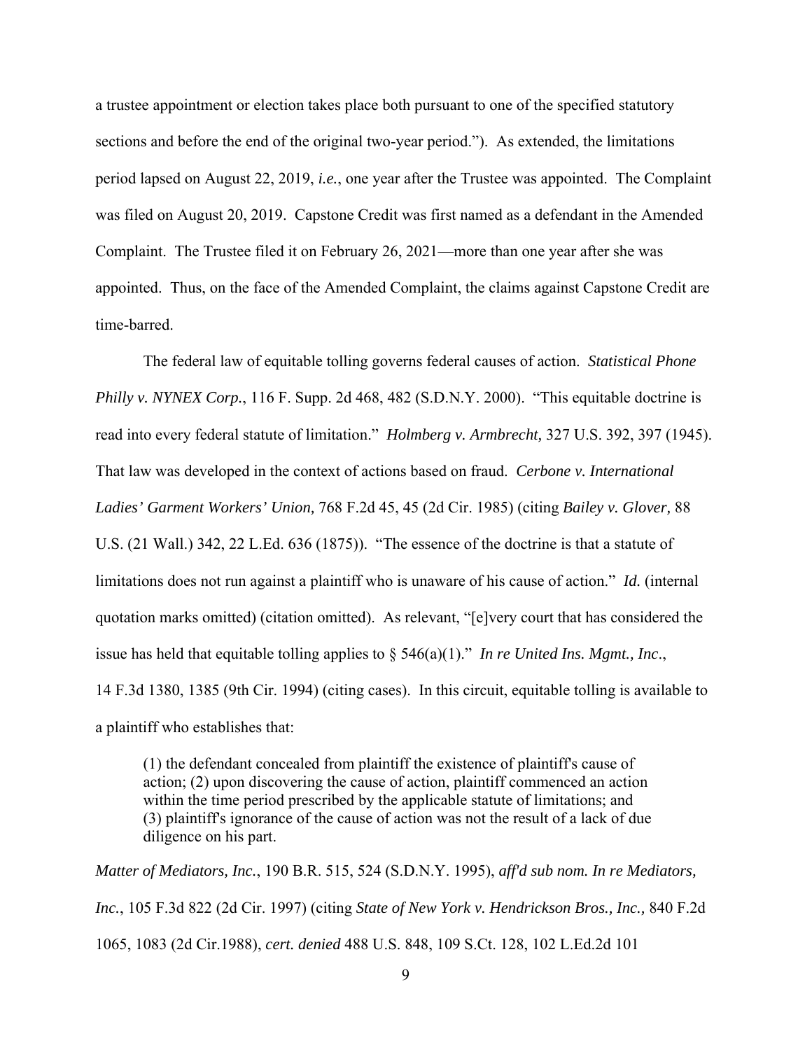a trustee appointment or election takes place both pursuant to one of the specified statutory sections and before the end of the original two-year period."). As extended, the limitations period lapsed on August 22, 2019, *i.e.*, one year after the Trustee was appointed. The Complaint was filed on August 20, 2019. Capstone Credit was first named as a defendant in the Amended Complaint. The Trustee filed it on February 26, 2021—more than one year after she was appointed. Thus, on the face of the Amended Complaint, the claims against Capstone Credit are time-barred.

The federal law of equitable tolling governs federal causes of action. *Statistical Phone Philly v. NYNEX Corp.*, 116 F. Supp. 2d 468, 482 (S.D.N.Y. 2000). "This equitable doctrine is read into every federal statute of limitation." *Holmberg v. Armbrecht,* 327 U.S. 392, 397 (1945). That law was developed in the context of actions based on fraud. *Cerbone v. International Ladies' Garment Workers' Union,* 768 F.2d 45, 45 (2d Cir. 1985) (citing *Bailey v. Glover,* 88 U.S. (21 Wall.) 342, 22 L.Ed. 636 (1875)). "The essence of the doctrine is that a statute of limitations does not run against a plaintiff who is unaware of his cause of action." *Id.* (internal quotation marks omitted) (citation omitted). As relevant, "[e]very court that has considered the issue has held that equitable tolling applies to § 546(a)(1)." *In re United Ins. Mgmt., Inc*., 14 F.3d 1380, 1385 (9th Cir. 1994) (citing cases). In this circuit, equitable tolling is available to a plaintiff who establishes that:

> (1) the defendant concealed from plaintiff the existence of plaintiff's cause of action; (2) upon discovering the cause of action, plaintiff commenced an action within the time period prescribed by the applicable statute of limitations; and (3) plaintiff's ignorance of the cause of action was not the result of a lack of due diligence on his part.

*Matter of Mediators, Inc.*, 190 B.R. 515, 524 (S.D.N.Y. 1995), *aff'd sub nom. In re Mediators, Inc.*, 105 F.3d 822 (2d Cir. 1997) (citing *State of New York v. Hendrickson Bros., Inc.,* 840 F.2d 1065, 1083 (2d Cir.1988), *cert. denied* 488 U.S. 848, 109 S.Ct. 128, 102 L.Ed.2d 101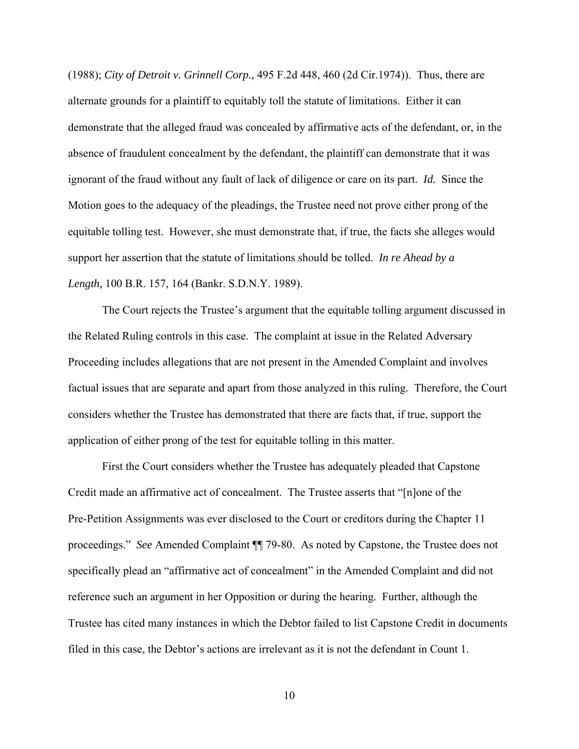(1988); *City of Detroit v. Grinnell Corp.*, 495 F.2d 448, 460 (2d Cir.1974)). Thus, there are alternate grounds for a plaintiff to equitably toll the statute of limitations. Either it can demonstrate that the alleged fraud was concealed by affirmative acts of the defendant, or, in the absence of fraudulent concealment by the defendant, the plaintiff can demonstrate that it was ignorant of the fraud without any fault of lack of diligence or care on its part. *Id.* Since the Motion goes to the adequacy of the pleadings, the Trustee need not prove either prong of the equitable tolling test. However, she must demonstrate that, if true, the facts she alleges would support her assertion that the statute of limitations should be tolled. *In re Ahead by a Length,* 100 B.R. 157, 164 (Bankr. S.D.N.Y. 1989).

The Court rejects the Trustee's argument that the equitable tolling argument discussed in the Related Ruling controls in this case. The complaint at issue in the Related Adversary Proceeding includes allegations that are not present in the Amended Complaint and involves factual issues that are separate and apart from those analyzed in this ruling. Therefore, the Court considers whether the Trustee has demonstrated that there are facts that, if true, support the application of either prong of the test for equitable tolling in this matter.

First the Court considers whether the Trustee has adequately pleaded that Capstone Credit made an affirmative act of concealment. The Trustee asserts that "[n]one of the Pre-Petition Assignments was ever disclosed to the Court or creditors during the Chapter 11 proceedings." *See* Amended Complaint ¶¶ 79-80. As noted by Capstone, the Trustee does not specifically plead an "affirmative act of concealment" in the Amended Complaint and did not reference such an argument in her Opposition or during the hearing. Further, although the Trustee has cited many instances in which the Debtor failed to list Capstone Credit in documents filed in this case, the Debtor's actions are irrelevant as it is not the defendant in Count 1.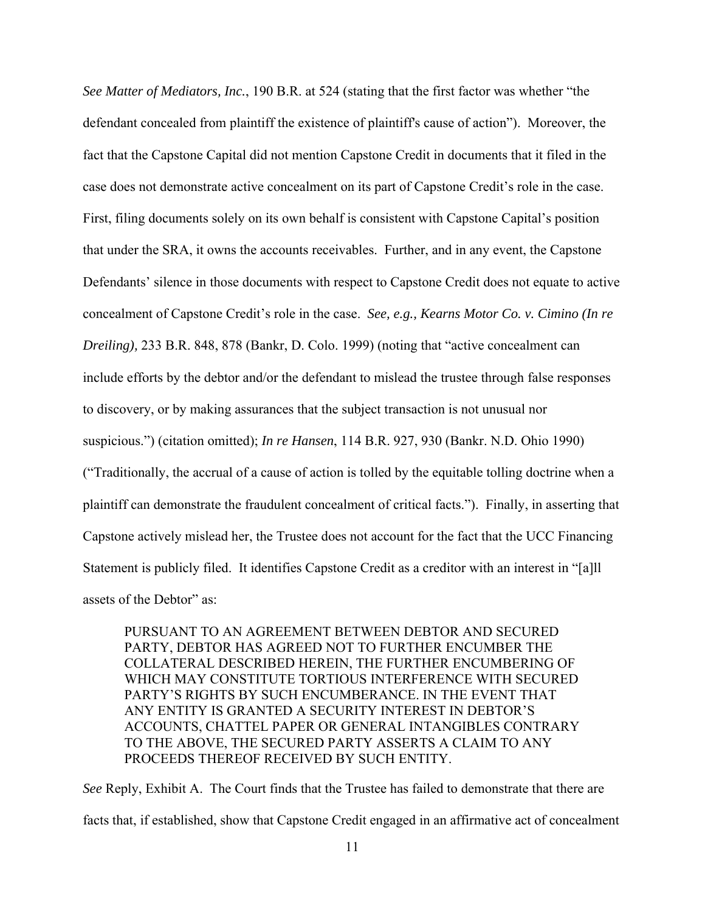*See Matter of Mediators, Inc.*, 190 B.R. at 524 (stating that the first factor was whether "the defendant concealed from plaintiff the existence of plaintiff's cause of action"). Moreover, the fact that the Capstone Capital did not mention Capstone Credit in documents that it filed in the case does not demonstrate active concealment on its part of Capstone Credit's role in the case. First, filing documents solely on its own behalf is consistent with Capstone Capital's position that under the SRA, it owns the accounts receivables. Further, and in any event, the Capstone Defendants' silence in those documents with respect to Capstone Credit does not equate to active concealment of Capstone Credit's role in the case. *See, e.g., Kearns Motor Co. v. Cimino (In re Dreiling),* 233 B.R. 848, 878 (Bankr, D. Colo. 1999) (noting that "active concealment can include efforts by the debtor and/or the defendant to mislead the trustee through false responses to discovery, or by making assurances that the subject transaction is not unusual nor suspicious.") (citation omitted); *In re Hansen*, 114 B.R. 927, 930 (Bankr. N.D. Ohio 1990) ("Traditionally, the accrual of a cause of action is tolled by the equitable tolling doctrine when a plaintiff can demonstrate the fraudulent concealment of critical facts."). Finally, in asserting that Capstone actively mislead her, the Trustee does not account for the fact that the UCC Financing Statement is publicly filed. It identifies Capstone Credit as a creditor with an interest in "[a]ll assets of the Debtor" as:

> PURSUANT TO AN AGREEMENT BETWEEN DEBTOR AND SECURED PARTY, DEBTOR HAS AGREED NOT TO FURTHER ENCUMBER THE COLLATERAL DESCRIBED HEREIN, THE FURTHER ENCUMBERING OF WHICH MAY CONSTITUTE TORTIOUS INTERFERENCE WITH SECURED PARTY'S RIGHTS BY SUCH ENCUMBERANCE. IN THE EVENT THAT ANY ENTITY IS GRANTED A SECURITY INTEREST IN DEBTOR'S ACCOUNTS, CHATTEL PAPER OR GENERAL INTANGIBLES CONTRARY TO THE ABOVE, THE SECURED PARTY ASSERTS A CLAIM TO ANY PROCEEDS THEREOF RECEIVED BY SUCH ENTITY.

*See* Reply, Exhibit A. The Court finds that the Trustee has failed to demonstrate that there are facts that, if established, show that Capstone Credit engaged in an affirmative act of concealment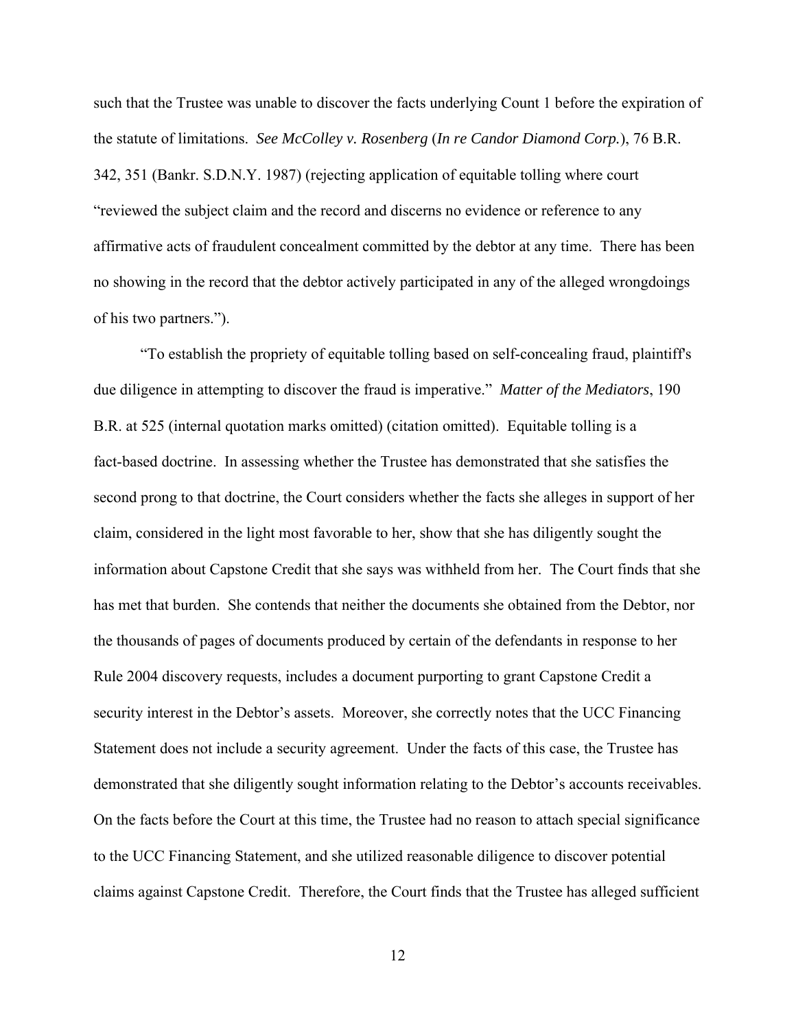such that the Trustee was unable to discover the facts underlying Count 1 before the expiration of the statute of limitations. *See McColley v. Rosenberg* (*In re Candor Diamond Corp.*), 76 B.R. 342, 351 (Bankr. S.D.N.Y. 1987) (rejecting application of equitable tolling where court "reviewed the subject claim and the record and discerns no evidence or reference to any affirmative acts of fraudulent concealment committed by the debtor at any time. There has been no showing in the record that the debtor actively participated in any of the alleged wrongdoings of his two partners.").

"To establish the propriety of equitable tolling based on self-concealing fraud, plaintiff's due diligence in attempting to discover the fraud is imperative." *Matter of the Mediators*, 190 B.R. at 525 (internal quotation marks omitted) (citation omitted). Equitable tolling is a fact-based doctrine. In assessing whether the Trustee has demonstrated that she satisfies the second prong to that doctrine, the Court considers whether the facts she alleges in support of her claim, considered in the light most favorable to her, show that she has diligently sought the information about Capstone Credit that she says was withheld from her. The Court finds that she has met that burden. She contends that neither the documents she obtained from the Debtor, nor the thousands of pages of documents produced by certain of the defendants in response to her Rule 2004 discovery requests, includes a document purporting to grant Capstone Credit a security interest in the Debtor's assets. Moreover, she correctly notes that the UCC Financing Statement does not include a security agreement. Under the facts of this case, the Trustee has demonstrated that she diligently sought information relating to the Debtor's accounts receivables. On the facts before the Court at this time, the Trustee had no reason to attach special significance to the UCC Financing Statement, and she utilized reasonable diligence to discover potential claims against Capstone Credit. Therefore, the Court finds that the Trustee has alleged sufficient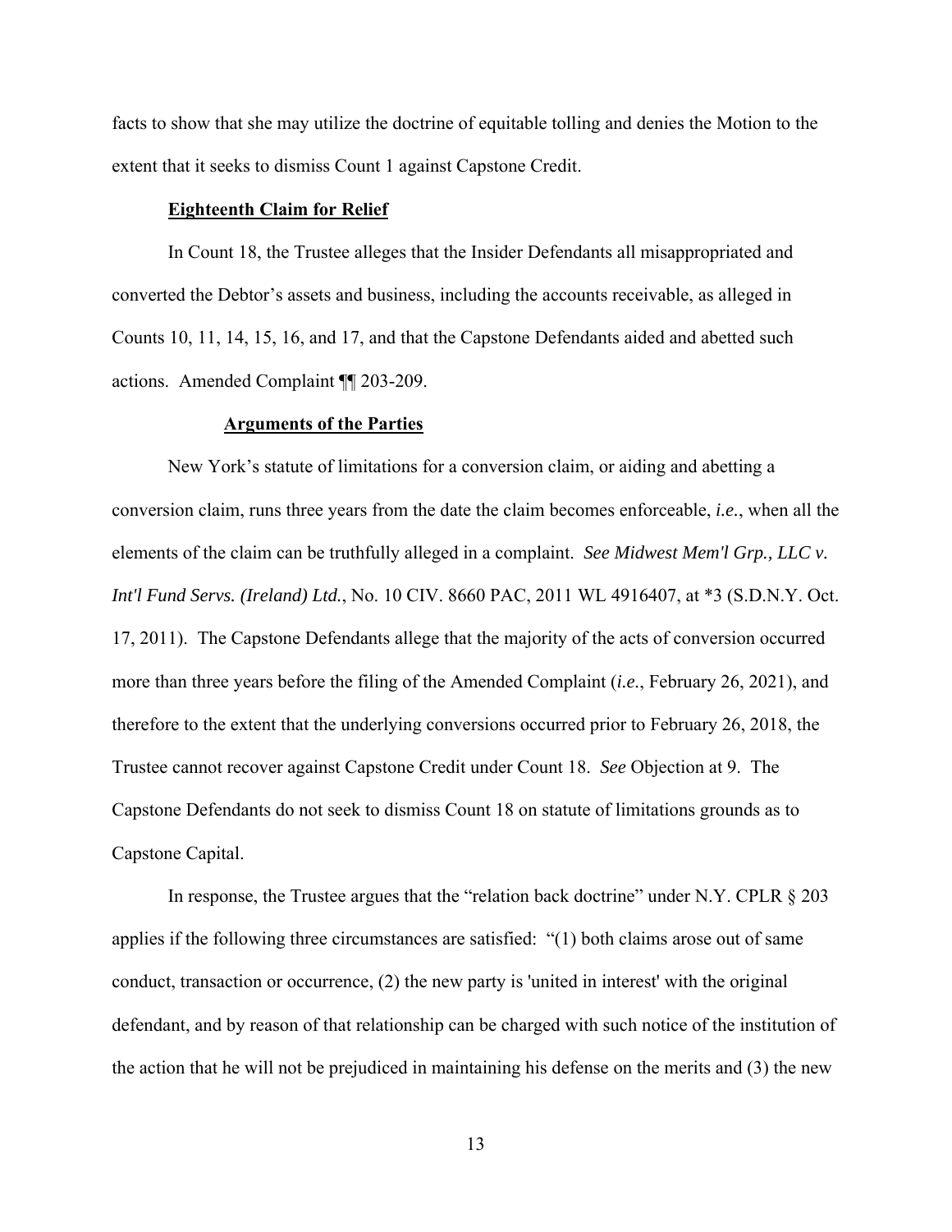facts to show that she may utilize the doctrine of equitable tolling and denies the Motion to the extent that it seeks to dismiss Count 1 against Capstone Credit.

**Eighteenth Claim for Relief**

In Count 18, the Trustee alleges that the Insider Defendants all misappropriated and converted the Debtor's assets and business, including the accounts receivable, as alleged in Counts 10, 11, 14, 15, 16, and 17, and that the Capstone Defendants aided and abetted such actions. Amended Complaint ¶¶ 203-209.

**Arguments of the Parties**

New York's statute of limitations for a conversion claim, or aiding and abetting a conversion claim, runs three years from the date the claim becomes enforceable, ***i.e.***, when all the elements of the claim can be truthfully alleged in a complaint. *See Midwest Mem'l Grp., LLC v. Int'l Fund Servs. (Ireland) Ltd.*, No. 10 CIV. 8660 PAC, 2011 WL 4916407, at *3 (S.D.N.Y. Oct. 17, 2011). The Capstone Defendants allege that the majority of the acts of conversion occurred more than three years before the filing of the Amended Complaint (*i.e.*, February 26, 2021), and therefore to the extent that the underlying conversions occurred prior to February 26, 2018, the Trustee cannot recover against Capstone Credit under Count 18. *See* Objection at 9. The Capstone Defendants do not seek to dismiss Count 18 on statute of limitations grounds as to Capstone Capital.

In response, the Trustee argues that the "relation back doctrine" under N.Y. CPLR § 203 applies if the following three circumstances are satisfied: "(1) both claims arose out of same conduct, transaction or occurrence, (2) the new party is 'united in interest' with the original defendant, and by reason of that relationship can be charged with such notice of the institution of the action that he will not be prejudiced in maintaining his defense on the merits and (3) the new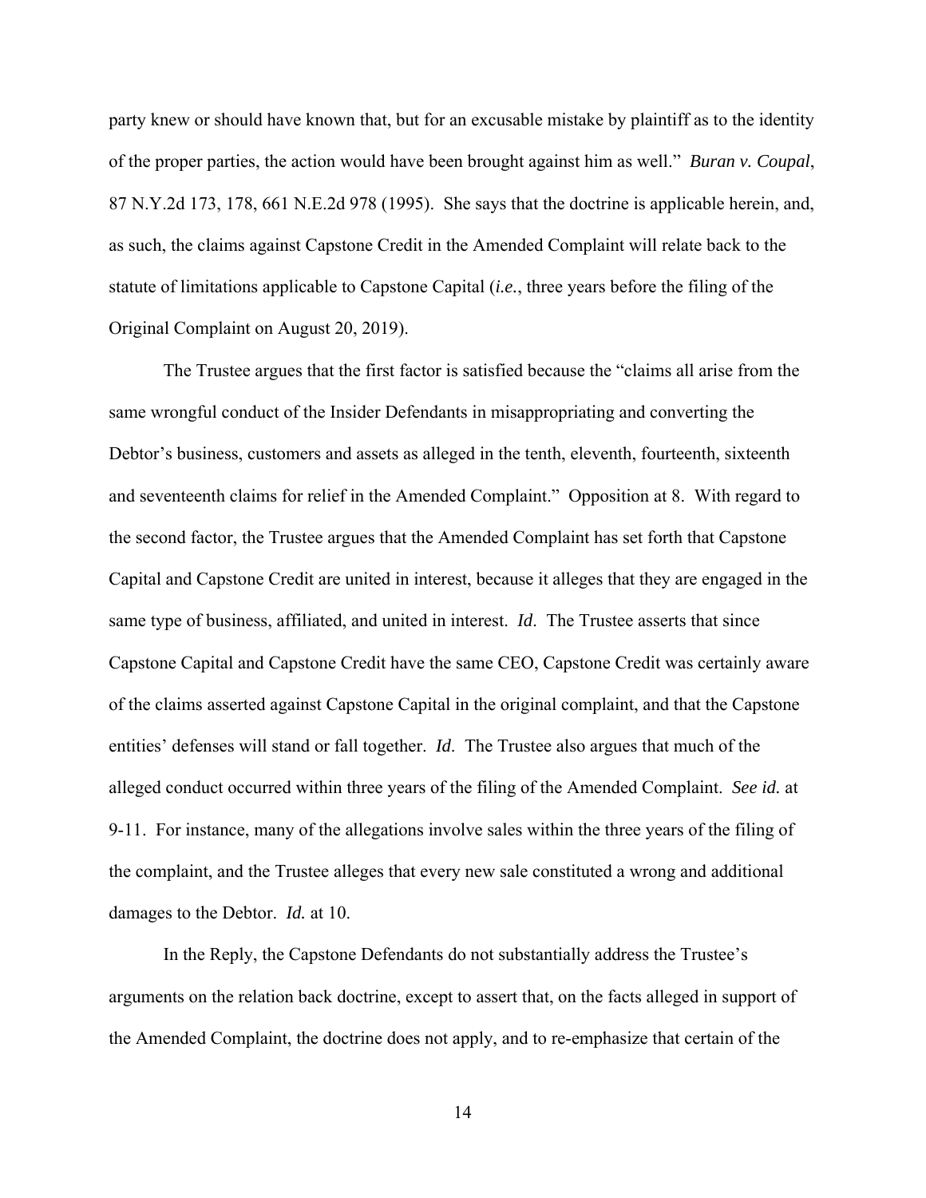party knew or should have known that, but for an excusable mistake by plaintiff as to the identity of the proper parties, the action would have been brought against him as well." *Buran v. Coupal*, 87 N.Y.2d 173, 178, 661 N.E.2d 978 (1995). She says that the doctrine is applicable herein, and, as such, the claims against Capstone Credit in the Amended Complaint will relate back to the statute of limitations applicable to Capstone Capital (*i.e.*, three years before the filing of the Original Complaint on August 20, 2019).

The Trustee argues that the first factor is satisfied because the "claims all arise from the same wrongful conduct of the Insider Defendants in misappropriating and converting the Debtor's business, customers and assets as alleged in the tenth, eleventh, fourteenth, sixteenth and seventeenth claims for relief in the Amended Complaint." Opposition at 8. With regard to the second factor, the Trustee argues that the Amended Complaint has set forth that Capstone Capital and Capstone Credit are united in interest, because it alleges that they are engaged in the same type of business, affiliated, and united in interest. *Id*. The Trustee asserts that since Capstone Capital and Capstone Credit have the same CEO, Capstone Credit was certainly aware of the claims asserted against Capstone Capital in the original complaint, and that the Capstone entities' defenses will stand or fall together. *Id*. The Trustee also argues that much of the alleged conduct occurred within three years of the filing of the Amended Complaint. *See id.* at 9-11. For instance, many of the allegations involve sales within the three years of the filing of the complaint, and the Trustee alleges that every new sale constituted a wrong and additional damages to the Debtor. *Id.* at 10.

In the Reply, the Capstone Defendants do not substantially address the Trustee's arguments on the relation back doctrine, except to assert that, on the facts alleged in support of the Amended Complaint, the doctrine does not apply, and to re-emphasize that certain of the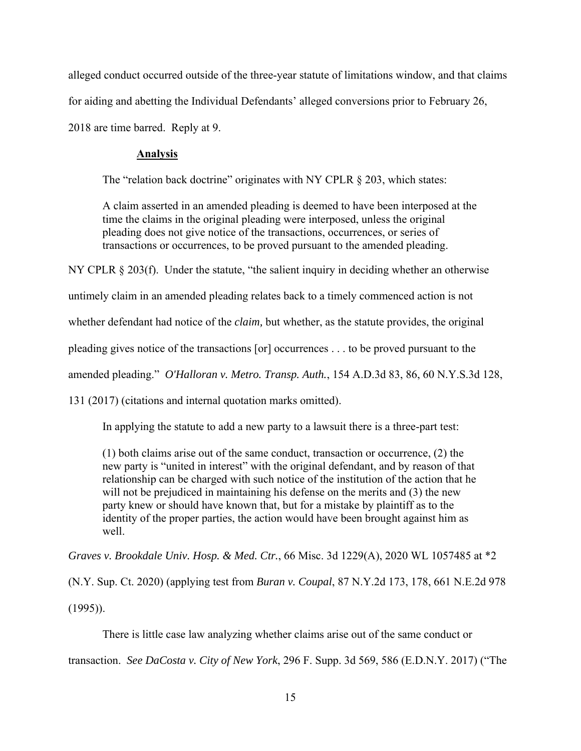alleged conduct occurred outside of the three-year statute of limitations window, and that claims for aiding and abetting the Individual Defendants' alleged conversions prior to February 26, 2018 are time barred. Reply at 9.

**Analysis**

The "relation back doctrine" originates with NY CPLR § 203, which states:

> A claim asserted in an amended pleading is deemed to have been interposed at the time the claims in the original pleading were interposed, unless the original pleading does not give notice of the transactions, occurrences, or series of transactions or occurrences, to be proved pursuant to the amended pleading.

NY CPLR § 203(f). Under the statute, "the salient inquiry in deciding whether an otherwise untimely claim in an amended pleading relates back to a timely commenced action is not whether defendant had notice of the *claim,* but whether, as the statute provides, the original pleading gives notice of the transactions [or] occurrences . . . to be proved pursuant to the amended pleading." *O'Halloran v. Metro. Transp. Auth.*, 154 A.D.3d 83, 86, 60 N.Y.S.3d 128, 131 (2017) (citations and internal quotation marks omitted).

In applying the statute to add a new party to a lawsuit there is a three-part test:

> (1) both claims arise out of the same conduct, transaction or occurrence, (2) the new party is "united in interest" with the original defendant, and by reason of that relationship can be charged with such notice of the institution of the action that he will not be prejudiced in maintaining his defense on the merits and (3) the new party knew or should have known that, but for a mistake by plaintiff as to the identity of the proper parties, the action would have been brought against him as well.

*Graves v. Brookdale Univ. Hosp. & Med. Ctr.*, 66 Misc. 3d 1229(A), 2020 WL 1057485 at *2 (N.Y. Sup. Ct. 2020) (applying test from *Buran v. Coupal*, 87 N.Y.2d 173, 178, 661 N.E.2d 978 (1995)).

There is little case law analyzing whether claims arise out of the same conduct or transaction. *See DaCosta v. City of New York*, 296 F. Supp. 3d 569, 586 (E.D.N.Y. 2017) ("The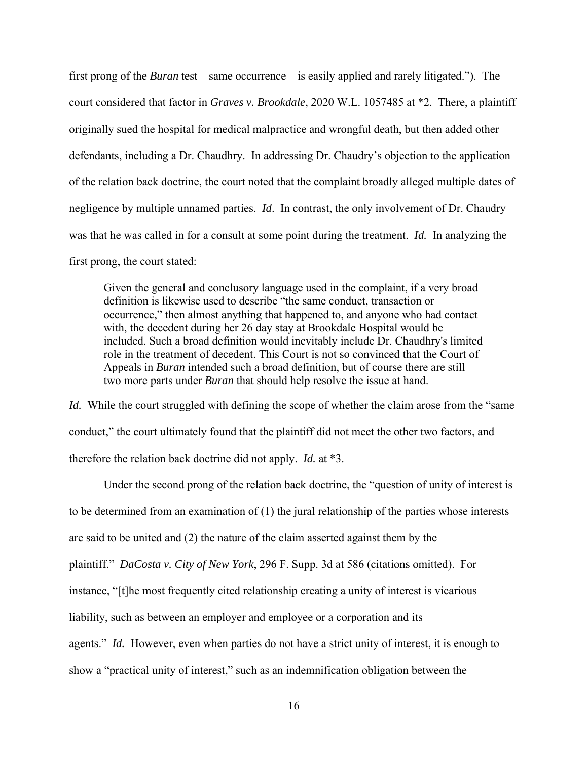first prong of the *Buran* test—same occurrence—is easily applied and rarely litigated."). The court considered that factor in *Graves v. Brookdale*, 2020 W.L. 1057485 at *2. There, a plaintiff originally sued the hospital for medical malpractice and wrongful death, but then added other defendants, including a Dr. Chaudhry. In addressing Dr. Chaudry's objection to the application of the relation back doctrine, the court noted that the complaint broadly alleged multiple dates of negligence by multiple unnamed parties. *Id*. In contrast, the only involvement of Dr. Chaudry was that he was called in for a consult at some point during the treatment. *Id.* In analyzing the first prong, the court stated:

> Given the general and conclusory language used in the complaint, if a very broad definition is likewise used to describe "the same conduct, transaction or occurrence," then almost anything that happened to, and anyone who had contact with, the decedent during her 26 day stay at Brookdale Hospital would be included. Such a broad definition would inevitably include Dr. Chaudhry's limited role in the treatment of decedent. This Court is not so convinced that the Court of Appeals in *Buran* intended such a broad definition, but of course there are still two more parts under *Buran* that should help resolve the issue at hand.

*Id.* While the court struggled with defining the scope of whether the claim arose from the "same conduct," the court ultimately found that the plaintiff did not meet the other two factors, and therefore the relation back doctrine did not apply. *Id.* at *3.

Under the second prong of the relation back doctrine, the "question of unity of interest is to be determined from an examination of (1) the jural relationship of the parties whose interests are said to be united and (2) the nature of the claim asserted against them by the plaintiff." *DaCosta v. City of New York*, 296 F. Supp. 3d at 586 (citations omitted). For instance, "[t]he most frequently cited relationship creating a unity of interest is vicarious liability, such as between an employer and employee or a corporation and its agents." *Id.* However, even when parties do not have a strict unity of interest, it is enough to show a "practical unity of interest," such as an indemnification obligation between the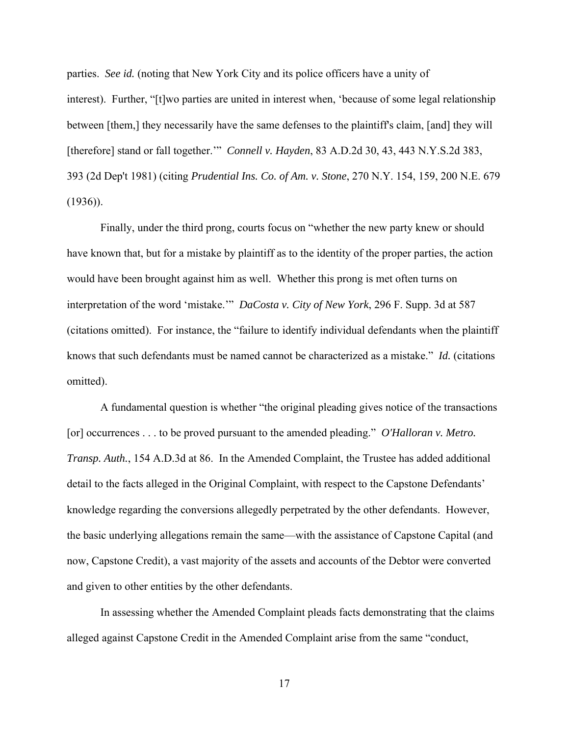parties. *See id.* (noting that New York City and its police officers have a unity of interest). Further, "[t]wo parties are united in interest when, 'because of some legal relationship between [them,] they necessarily have the same defenses to the plaintiff's claim, [and] they will [therefore] stand or fall together.'" *Connell v. Hayden*, 83 A.D.2d 30, 43, 443 N.Y.S.2d 383, 393 (2d Dep't 1981) (citing *Prudential Ins. Co. of Am. v. Stone*, 270 N.Y. 154, 159, 200 N.E. 679 (1936)).

Finally, under the third prong, courts focus on "whether the new party knew or should have known that, but for a mistake by plaintiff as to the identity of the proper parties, the action would have been brought against him as well. Whether this prong is met often turns on interpretation of the word 'mistake.'" *DaCosta v. City of New York*, 296 F. Supp. 3d at 587 (citations omitted). For instance, the "failure to identify individual defendants when the plaintiff knows that such defendants must be named cannot be characterized as a mistake." *Id.* (citations omitted).

A fundamental question is whether "the original pleading gives notice of the transactions [or] occurrences . . . to be proved pursuant to the amended pleading." *O'Halloran v. Metro. Transp. Auth.*, 154 A.D.3d at 86. In the Amended Complaint, the Trustee has added additional detail to the facts alleged in the Original Complaint, with respect to the Capstone Defendants' knowledge regarding the conversions allegedly perpetrated by the other defendants. However, the basic underlying allegations remain the same—with the assistance of Capstone Capital (and now, Capstone Credit), a vast majority of the assets and accounts of the Debtor were converted and given to other entities by the other defendants.

In assessing whether the Amended Complaint pleads facts demonstrating that the claims alleged against Capstone Credit in the Amended Complaint arise from the same "conduct,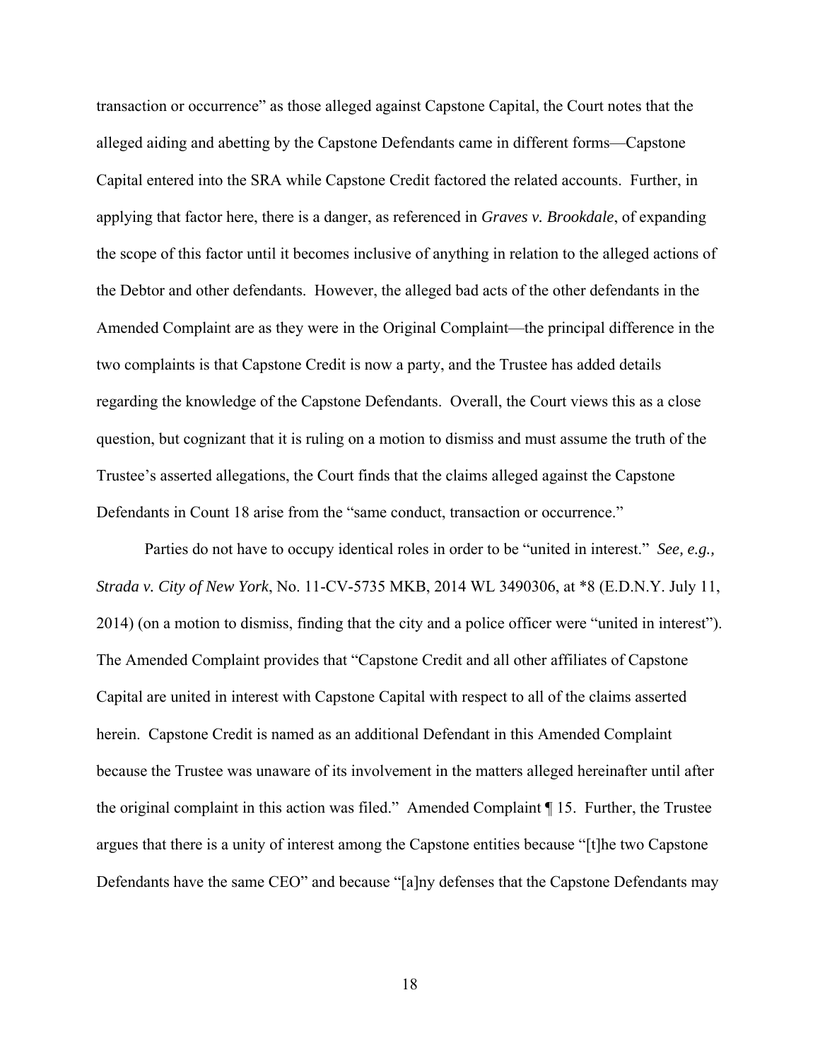transaction or occurrence" as those alleged against Capstone Capital, the Court notes that the alleged aiding and abetting by the Capstone Defendants came in different forms—Capstone Capital entered into the SRA while Capstone Credit factored the related accounts. Further, in applying that factor here, there is a danger, as referenced in *Graves v. Brookdale*, of expanding the scope of this factor until it becomes inclusive of anything in relation to the alleged actions of the Debtor and other defendants. However, the alleged bad acts of the other defendants in the Amended Complaint are as they were in the Original Complaint—the principal difference in the two complaints is that Capstone Credit is now a party, and the Trustee has added details regarding the knowledge of the Capstone Defendants. Overall, the Court views this as a close question, but cognizant that it is ruling on a motion to dismiss and must assume the truth of the Trustee's asserted allegations, the Court finds that the claims alleged against the Capstone Defendants in Count 18 arise from the "same conduct, transaction or occurrence."

Parties do not have to occupy identical roles in order to be "united in interest." *See, e.g., Strada v. City of New York*, No. 11-CV-5735 MKB, 2014 WL 3490306, at *8 (E.D.N.Y. July 11, 2014) (on a motion to dismiss, finding that the city and a police officer were "united in interest"). The Amended Complaint provides that "Capstone Credit and all other affiliates of Capstone Capital are united in interest with Capstone Capital with respect to all of the claims asserted herein. Capstone Credit is named as an additional Defendant in this Amended Complaint because the Trustee was unaware of its involvement in the matters alleged hereinafter until after the original complaint in this action was filed." Amended Complaint ¶ 15. Further, the Trustee argues that there is a unity of interest among the Capstone entities because "[t]he two Capstone Defendants have the same CEO" and because "[a]ny defenses that the Capstone Defendants may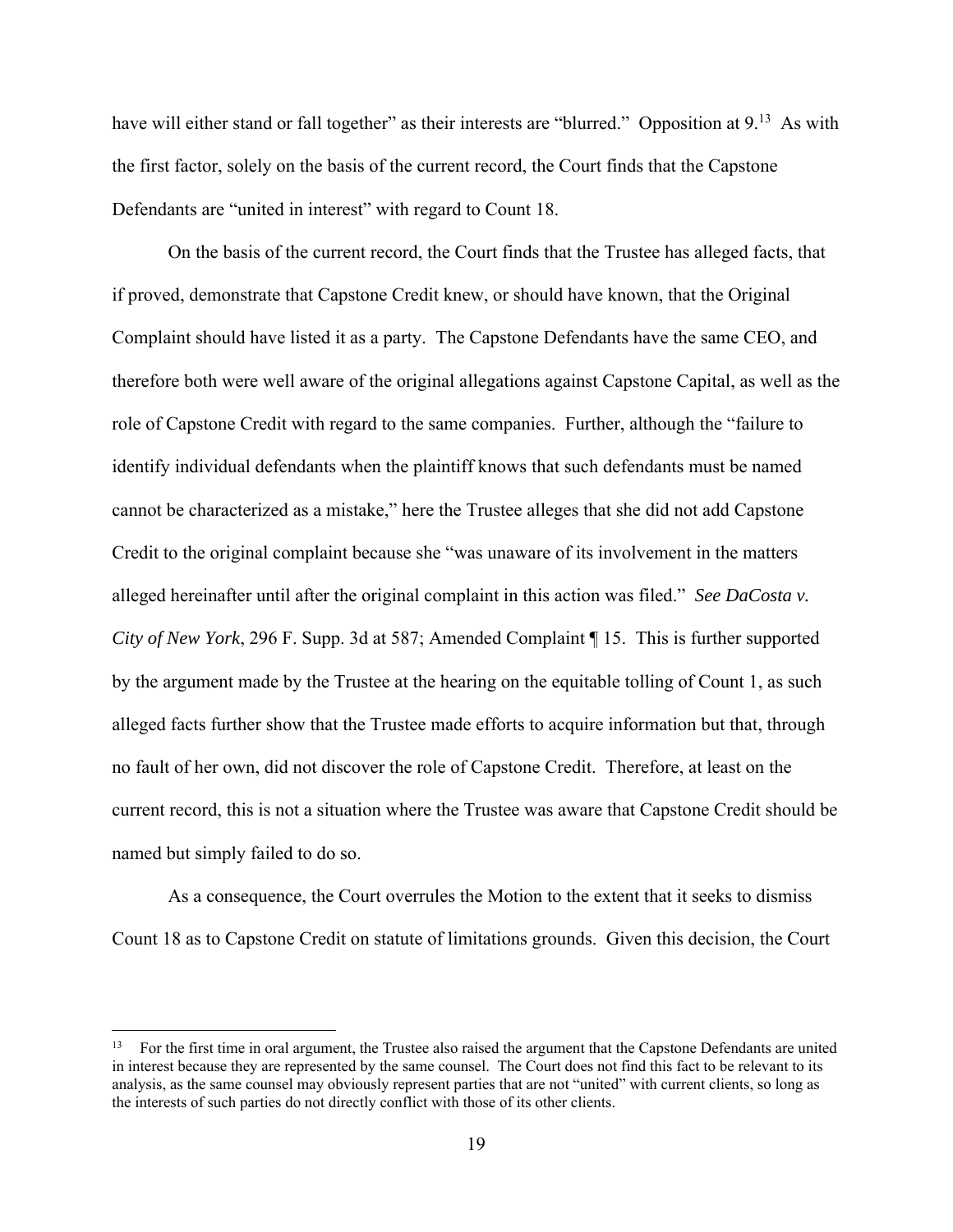have will either stand or fall together" as their interests are "blurred." Opposition at 9.[13] As with the first factor, solely on the basis of the current record, the Court finds that the Capstone Defendants are "united in interest" with regard to Count 18.

On the basis of the current record, the Court finds that the Trustee has alleged facts, that if proved, demonstrate that Capstone Credit knew, or should have known, that the Original Complaint should have listed it as a party. The Capstone Defendants have the same CEO, and therefore both were well aware of the original allegations against Capstone Capital, as well as the role of Capstone Credit with regard to the same companies. Further, although the "failure to identify individual defendants when the plaintiff knows that such defendants must be named cannot be characterized as a mistake," here the Trustee alleges that she did not add Capstone Credit to the original complaint because she "was unaware of its involvement in the matters alleged hereinafter until after the original complaint in this action was filed." *See DaCosta v. City of New York*, 296 F. Supp. 3d at 587; Amended Complaint ¶ 15. This is further supported by the argument made by the Trustee at the hearing on the equitable tolling of Count 1, as such alleged facts further show that the Trustee made efforts to acquire information but that, through no fault of her own, did not discover the role of Capstone Credit. Therefore, at least on the current record, this is not a situation where the Trustee was aware that Capstone Credit should be named but simply failed to do so.

As a consequence, the Court overrules the Motion to the extent that it seeks to dismiss Count 18 as to Capstone Credit on statute of limitations grounds. Given this decision, the Court

---

[13] For the first time in oral argument, the Trustee also raised the argument that the Capstone Defendants are united in interest because they are represented by the same counsel. The Court does not find this fact to be relevant to its analysis, as the same counsel may obviously represent parties that are not "united" with current clients, so long as the interests of such parties do not directly conflict with those of its other clients.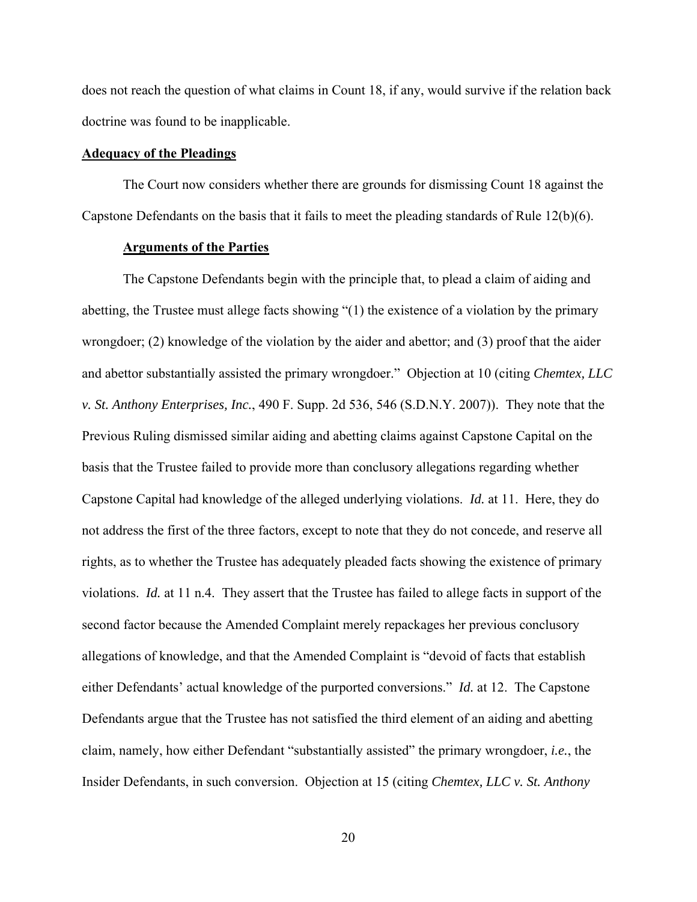does not reach the question of what claims in Count 18, if any, would survive if the relation back doctrine was found to be inapplicable.

## Adequacy of the Pleadings

The Court now considers whether there are grounds for dismissing Count 18 against the Capstone Defendants on the basis that it fails to meet the pleading standards of Rule 12(b)(6).

### Arguments of the Parties

The Capstone Defendants begin with the principle that, to plead a claim of aiding and abetting, the Trustee must allege facts showing "(1) the existence of a violation by the primary wrongdoer; (2) knowledge of the violation by the aider and abettor; and (3) proof that the aider and abettor substantially assisted the primary wrongdoer." Objection at 10 (citing *Chemtex, LLC v. St. Anthony Enterprises, Inc.*, 490 F. Supp. 2d 536, 546 (S.D.N.Y. 2007)). They note that the Previous Ruling dismissed similar aiding and abetting claims against Capstone Capital on the basis that the Trustee failed to provide more than conclusory allegations regarding whether Capstone Capital had knowledge of the alleged underlying violations. *Id.* at 11. Here, they do not address the first of the three factors, except to note that they do not concede, and reserve all rights, as to whether the Trustee has adequately pleaded facts showing the existence of primary violations. *Id.* at 11 n.4. They assert that the Trustee has failed to allege facts in support of the second factor because the Amended Complaint merely repackages her previous conclusory allegations of knowledge, and that the Amended Complaint is "devoid of facts that establish either Defendants' actual knowledge of the purported conversions." *Id.* at 12. The Capstone Defendants argue that the Trustee has not satisfied the third element of an aiding and abetting claim, namely, how either Defendant "substantially assisted" the primary wrongdoer, *i.e.*, the Insider Defendants, in such conversion. Objection at 15 (citing *Chemtex, LLC v. St. Anthony*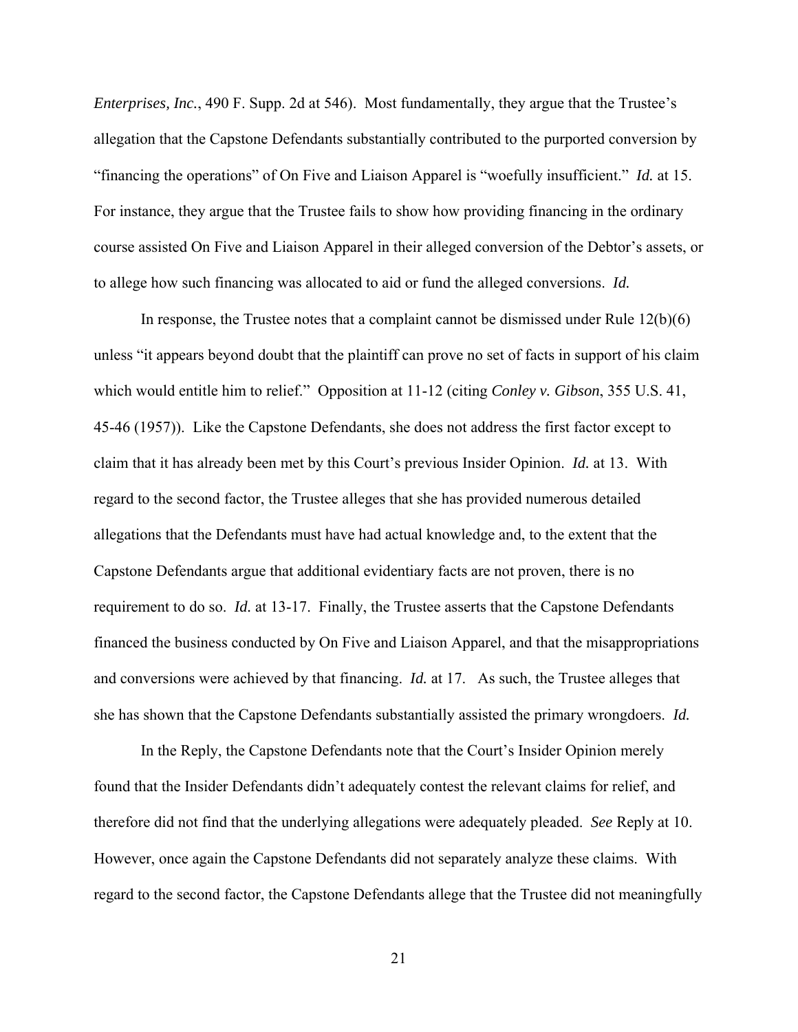*Enterprises, Inc.*, 490 F. Supp. 2d at 546). Most fundamentally, they argue that the Trustee's allegation that the Capstone Defendants substantially contributed to the purported conversion by "financing the operations" of On Five and Liaison Apparel is "woefully insufficient." *Id.* at 15. For instance, they argue that the Trustee fails to show how providing financing in the ordinary course assisted On Five and Liaison Apparel in their alleged conversion of the Debtor's assets, or to allege how such financing was allocated to aid or fund the alleged conversions. *Id.*

In response, the Trustee notes that a complaint cannot be dismissed under Rule 12(b)(6) unless "it appears beyond doubt that the plaintiff can prove no set of facts in support of his claim which would entitle him to relief." Opposition at 11-12 (citing *Conley v. Gibson*, 355 U.S. 41, 45-46 (1957)). Like the Capstone Defendants, she does not address the first factor except to claim that it has already been met by this Court's previous Insider Opinion. *Id.* at 13. With regard to the second factor, the Trustee alleges that she has provided numerous detailed allegations that the Defendants must have had actual knowledge and, to the extent that the Capstone Defendants argue that additional evidentiary facts are not proven, there is no requirement to do so. *Id.* at 13-17. Finally, the Trustee asserts that the Capstone Defendants financed the business conducted by On Five and Liaison Apparel, and that the misappropriations and conversions were achieved by that financing. *Id.* at 17. As such, the Trustee alleges that she has shown that the Capstone Defendants substantially assisted the primary wrongdoers. *Id.*

In the Reply, the Capstone Defendants note that the Court's Insider Opinion merely found that the Insider Defendants didn't adequately contest the relevant claims for relief, and therefore did not find that the underlying allegations were adequately pleaded. *See* Reply at 10. However, once again the Capstone Defendants did not separately analyze these claims. With regard to the second factor, the Capstone Defendants allege that the Trustee did not meaningfully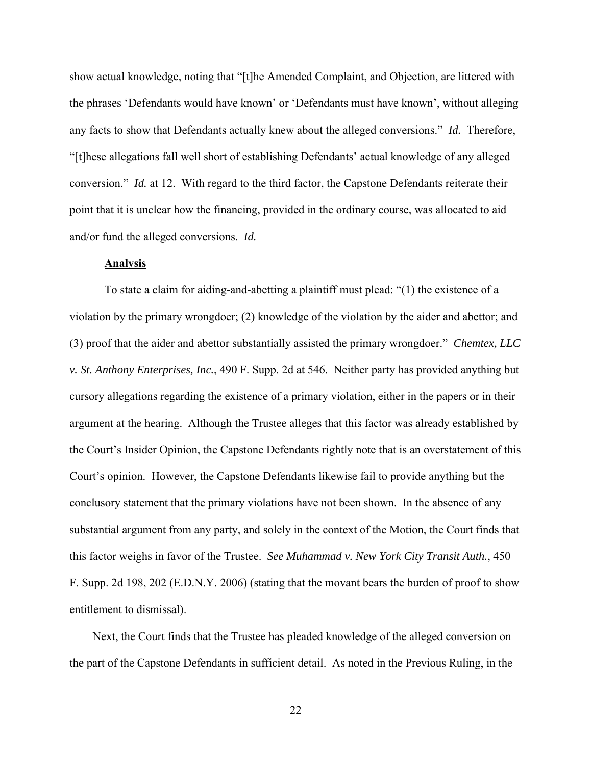show actual knowledge, noting that "[t]he Amended Complaint, and Objection, are littered with the phrases 'Defendants would have known' or 'Defendants must have known', without alleging any facts to show that Defendants actually knew about the alleged conversions." *Id.* Therefore, "[t]hese allegations fall well short of establishing Defendants' actual knowledge of any alleged conversion." *Id.* at 12. With regard to the third factor, the Capstone Defendants reiterate their point that it is unclear how the financing, provided in the ordinary course, was allocated to aid and/or fund the alleged conversions. *Id.*

**Analysis**

To state a claim for aiding-and-abetting a plaintiff must plead: "(1) the existence of a violation by the primary wrongdoer; (2) knowledge of the violation by the aider and abettor; and (3) proof that the aider and abettor substantially assisted the primary wrongdoer." *Chemtex, LLC v. St. Anthony Enterprises, Inc.*, 490 F. Supp. 2d at 546. Neither party has provided anything but cursory allegations regarding the existence of a primary violation, either in the papers or in their argument at the hearing. Although the Trustee alleges that this factor was already established by the Court's Insider Opinion, the Capstone Defendants rightly note that is an overstatement of this Court's opinion. However, the Capstone Defendants likewise fail to provide anything but the conclusory statement that the primary violations have not been shown. In the absence of any substantial argument from any party, and solely in the context of the Motion, the Court finds that this factor weighs in favor of the Trustee. *See Muhammad v. New York City Transit Auth.*, 450 F. Supp. 2d 198, 202 (E.D.N.Y. 2006) (stating that the movant bears the burden of proof to show entitlement to dismissal).

Next, the Court finds that the Trustee has pleaded knowledge of the alleged conversion on the part of the Capstone Defendants in sufficient detail. As noted in the Previous Ruling, in the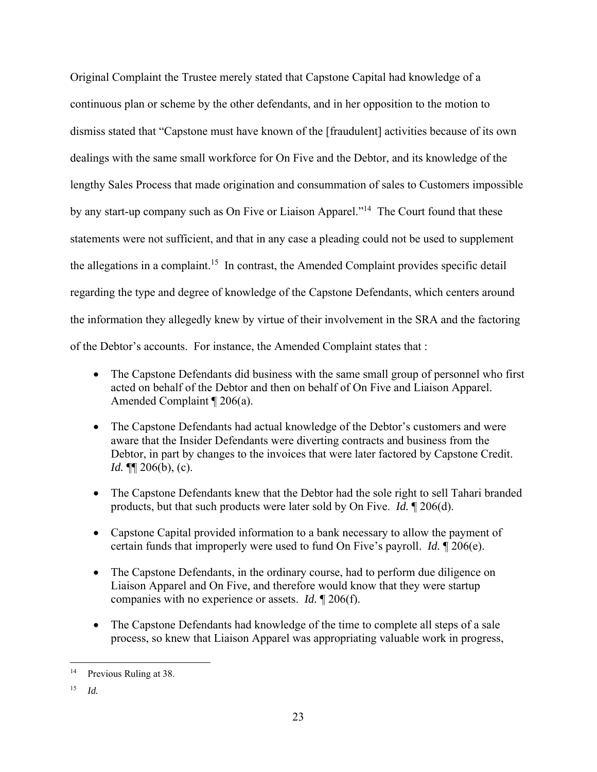Original Complaint the Trustee merely stated that Capstone Capital had knowledge of a continuous plan or scheme by the other defendants, and in her opposition to the motion to dismiss stated that "Capstone must have known of the [fraudulent] activities because of its own dealings with the same small workforce for On Five and the Debtor, and its knowledge of the lengthy Sales Process that made origination and consummation of sales to Customers impossible by any start-up company such as On Five or Liaison Apparel."[14] The Court found that these statements were not sufficient, and that in any case a pleading could not be used to supplement the allegations in a complaint.[15] In contrast, the Amended Complaint provides specific detail regarding the type and degree of knowledge of the Capstone Defendants, which centers around the information they allegedly knew by virtue of their involvement in the SRA and the factoring of the Debtor's accounts. For instance, the Amended Complaint states that :

- The Capstone Defendants did business with the same small group of personnel who first acted on behalf of the Debtor and then on behalf of On Five and Liaison Apparel. Amended Complaint ¶ 206(a).
- The Capstone Defendants had actual knowledge of the Debtor's customers and were aware that the Insider Defendants were diverting contracts and business from the Debtor, in part by changes to the invoices that were later factored by Capstone Credit. *Id.* ¶¶ 206(b), (c).
- The Capstone Defendants knew that the Debtor had the sole right to sell Tahari branded products, but that such products were later sold by On Five. *Id.* ¶ 206(d).
- Capstone Capital provided information to a bank necessary to allow the payment of certain funds that improperly were used to fund On Five's payroll. *Id.* ¶ 206(e).
- The Capstone Defendants, in the ordinary course, had to perform due diligence on Liaison Apparel and On Five, and therefore would know that they were startup companies with no experience or assets. *Id.* ¶ 206(f).
- The Capstone Defendants had knowledge of the time to complete all steps of a sale process, so knew that Liaison Apparel was appropriating valuable work in progress,

---

[14] Previous Ruling at 38.

[15] *Id.*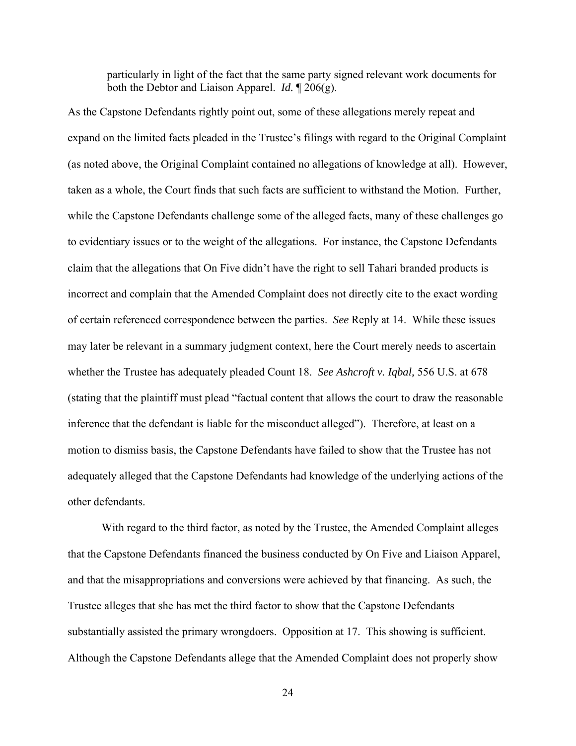particularly in light of the fact that the same party signed relevant work documents for both the Debtor and Liaison Apparel. *Id.* ¶ 206(g).

As the Capstone Defendants rightly point out, some of these allegations merely repeat and expand on the limited facts pleaded in the Trustee's filings with regard to the Original Complaint (as noted above, the Original Complaint contained no allegations of knowledge at all). However, taken as a whole, the Court finds that such facts are sufficient to withstand the Motion. Further, while the Capstone Defendants challenge some of the alleged facts, many of these challenges go to evidentiary issues or to the weight of the allegations. For instance, the Capstone Defendants claim that the allegations that On Five didn't have the right to sell Tahari branded products is incorrect and complain that the Amended Complaint does not directly cite to the exact wording of certain referenced correspondence between the parties. *See* Reply at 14. While these issues may later be relevant in a summary judgment context, here the Court merely needs to ascertain whether the Trustee has adequately pleaded Count 18. *See Ashcroft v. Iqbal,* 556 U.S. at 678 (stating that the plaintiff must plead "factual content that allows the court to draw the reasonable inference that the defendant is liable for the misconduct alleged"). Therefore, at least on a motion to dismiss basis, the Capstone Defendants have failed to show that the Trustee has not adequately alleged that the Capstone Defendants had knowledge of the underlying actions of the other defendants.

With regard to the third factor, as noted by the Trustee, the Amended Complaint alleges that the Capstone Defendants financed the business conducted by On Five and Liaison Apparel, and that the misappropriations and conversions were achieved by that financing. As such, the Trustee alleges that she has met the third factor to show that the Capstone Defendants substantially assisted the primary wrongdoers. Opposition at 17. This showing is sufficient. Although the Capstone Defendants allege that the Amended Complaint does not properly show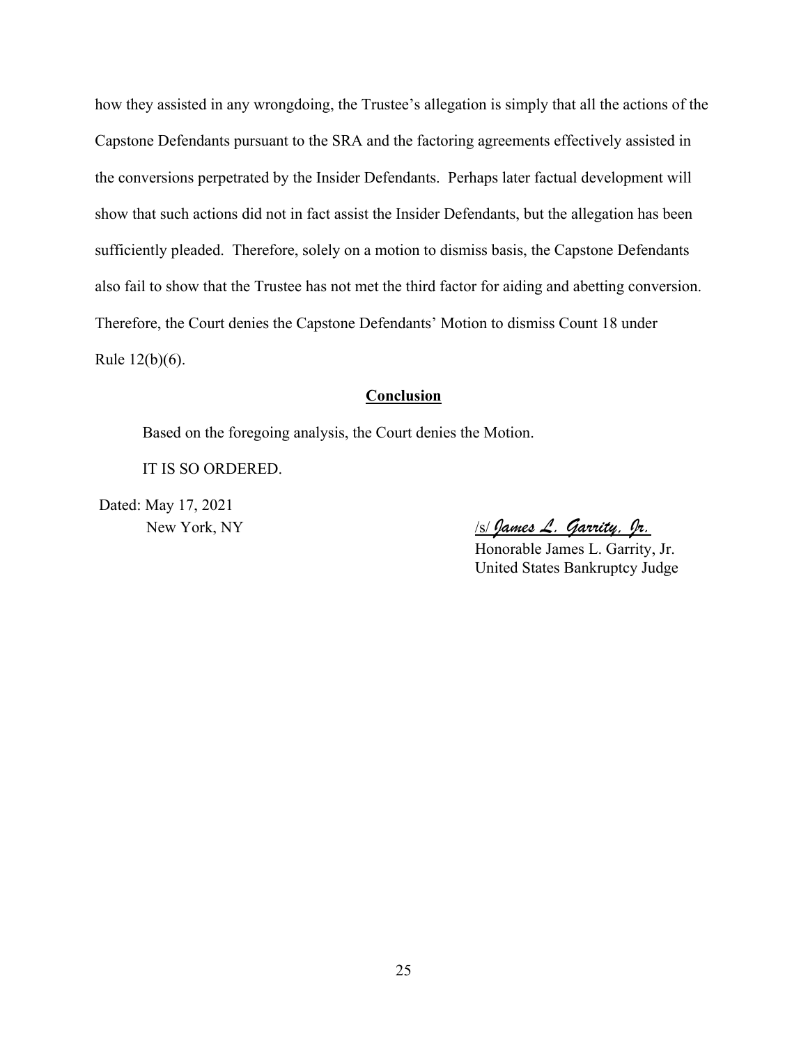how they assisted in any wrongdoing, the Trustee's allegation is simply that all the actions of the Capstone Defendants pursuant to the SRA and the factoring agreements effectively assisted in the conversions perpetrated by the Insider Defendants. Perhaps later factual development will show that such actions did not in fact assist the Insider Defendants, but the allegation has been sufficiently pleaded. Therefore, solely on a motion to dismiss basis, the Capstone Defendants also fail to show that the Trustee has not met the third factor for aiding and abetting conversion. Therefore, the Court denies the Capstone Defendants' Motion to dismiss Count 18 under Rule 12(b)(6).

## Conclusion

Based on the foregoing analysis, the Court denies the Motion.

IT IS SO ORDERED.

Dated: May 17, 2021
New York, NY

/s/ *James L. Garrity, Jr.*
Honorable James L. Garrity, Jr.
United States Bankruptcy Judge